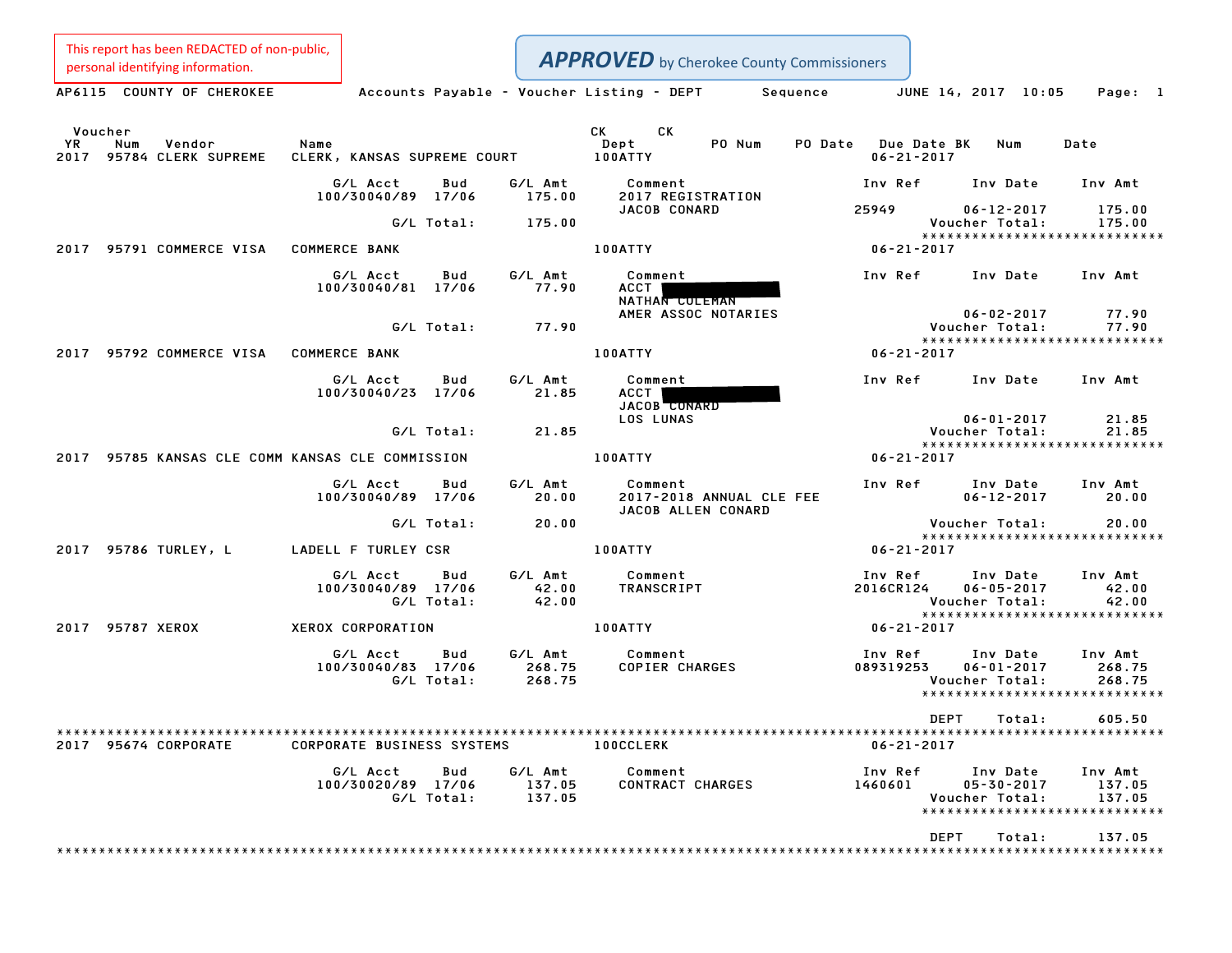This report has been REDACTED of non-public, personal identifying information.

**APPROVED** by Cherokee County Commissioners

AP6115 COUNTY OF CHEROKEE — Accounts Payable - Voucher Listing - DEPT Sequence — JUNE 14, 2017 10:05

| Voucher YR | Num | Vendor | Name | CK Dept | CK | PO Num | PO Date | Due Date BK | Num | Date |
|---|---|---|---|---|---|---|---|---|---|---|
| 2017 | 95784 | CLERK SUPREME | CLERK, KANSAS SUPREME COURT | 100ATTY | | | | 06-21-2017 | | |

| G/L Acct | Bud | G/L Amt | Comment | Inv Ref | Inv Date | Inv Amt |
|---|---|---|---|---|---|---|
| 100/30040/89 | 17/06 | 175.00 | 2017 REGISTRATION JACOB CONARD | 25949 | 06-12-2017 | 175.00 |
| G/L Total: | | 175.00 | | | Voucher Total: | 175.00 |

| Voucher YR | Num | Vendor | Name | CK Dept | Due Date |
|---|---|---|---|---|---|
| 2017 | 95791 | COMMERCE VISA | COMMERCE BANK | 100ATTY | 06-21-2017 |

| G/L Acct | Bud | G/L Amt | Comment | Inv Ref | Inv Date | Inv Amt |
|---|---|---|---|---|---|---|
| 100/30040/81 | 17/06 | 77.90 | ACCT [REDACTED] NATHAN COLEMAN AMER ASSOC NOTARIES | | 06-02-2017 | 77.90 |
| G/L Total: | | 77.90 | | | Voucher Total: | 77.90 |

| Voucher YR | Num | Vendor | Name | CK Dept | Due Date |
|---|---|---|---|---|---|
| 2017 | 95792 | COMMERCE VISA | COMMERCE BANK | 100ATTY | 06-21-2017 |

| G/L Acct | Bud | G/L Amt | Comment | Inv Ref | Inv Date | Inv Amt |
|---|---|---|---|---|---|---|
| 100/30040/23 | 17/06 | 21.85 | ACCT [REDACTED] JACOB CONARD LOS LUNAS | | 06-01-2017 | 21.85 |
| G/L Total: | | 21.85 | | | Voucher Total: | 21.85 |

| Voucher YR | Num | Vendor | Name | CK Dept | Due Date |
|---|---|---|---|---|---|
| 2017 | 95785 | KANSAS CLE COMM | KANSAS CLE COMMISSION | 100ATTY | 06-21-2017 |

| G/L Acct | Bud | G/L Amt | Comment | Inv Ref | Inv Date | Inv Amt |
|---|---|---|---|---|---|---|
| 100/30040/89 | 17/06 | 20.00 | 2017-2018 ANNUAL CLE FEE JACOB ALLEN CONARD | | 06-12-2017 | 20.00 |
| G/L Total: | | 20.00 | | | Voucher Total: | 20.00 |

| Voucher YR | Num | Vendor | Name | CK Dept | Due Date |
|---|---|---|---|---|---|
| 2017 | 95786 | TURLEY, L | LADELL F TURLEY CSR | 100ATTY | 06-21-2017 |

| G/L Acct | Bud | G/L Amt | Comment | Inv Ref | Inv Date | Inv Amt |
|---|---|---|---|---|---|---|
| 100/30040/89 | 17/06 | 42.00 | TRANSCRIPT | 2016CR124 | 06-05-2017 | 42.00 |
| G/L Total: | | 42.00 | | | Voucher Total: | 42.00 |

| Voucher YR | Num | Vendor | Name | CK Dept | Due Date |
|---|---|---|---|---|---|
| 2017 | 95787 | XEROX | XEROX CORPORATION | 100ATTY | 06-21-2017 |

| G/L Acct | Bud | G/L Amt | Comment | Inv Ref | Inv Date | Inv Amt |
|---|---|---|---|---|---|---|
| 100/30040/83 | 17/06 | 268.75 | COPIER CHARGES | 089319253 | 06-01-2017 | 268.75 |
| G/L Total: | | 268.75 | | | Voucher Total: | 268.75 |

DEPT Total: 605.50

| Voucher YR | Num | Vendor | Name | CK Dept | Due Date |
|---|---|---|---|---|---|
| 2017 | 95674 | CORPORATE | CORPORATE BUSINESS SYSTEMS | 100CCLERK | 06-21-2017 |

| G/L Acct | Bud | G/L Amt | Comment | Inv Ref | Inv Date | Inv Amt |
|---|---|---|---|---|---|---|
| 100/30020/89 | 17/06 | 137.05 | CONTRACT CHARGES | 1460601 | 05-30-2017 | 137.05 |
| G/L Total: | | 137.05 | | | Voucher Total: | 137.05 |

DEPT Total: 137.05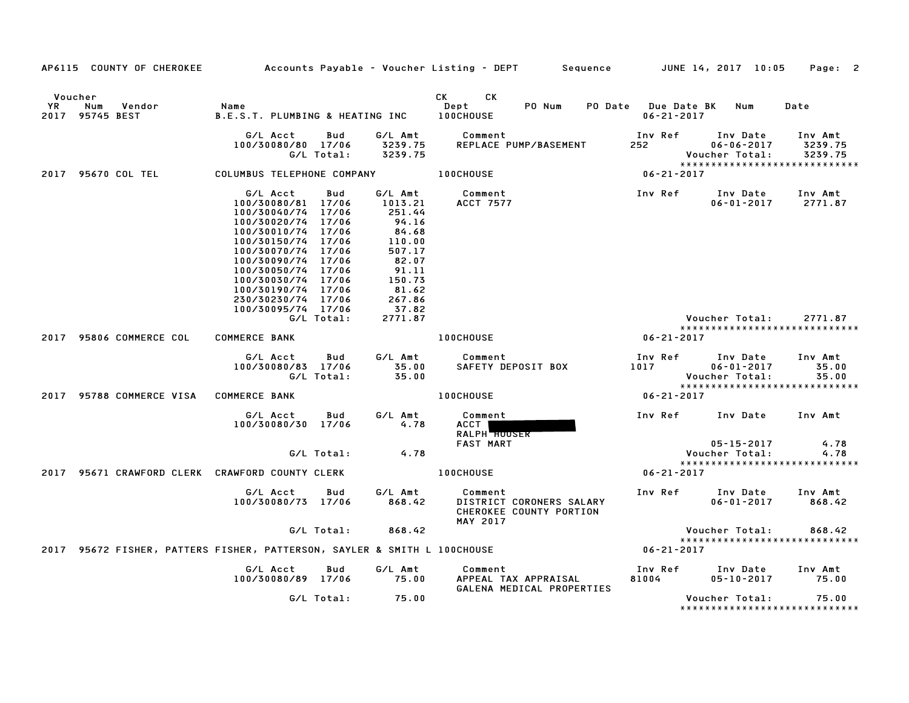AP6115 COUNTY OF CHEROKEE — Accounts Payable - Voucher Listing - DEPT — Sequence — JUNE 14, 2017 10:05

| Voucher YR | Num | Vendor | Name | CK Dept | CK PO Num | PO Date | Due Date BK | Num | Date |
|---|---|---|---|---|---|---|---|---|---|
| 2017 | 95745 | BEST | B.E.S.T. PLUMBING & HEATING INC | 100CHOUSE | | | 06-21-2017 | | |

| G/L Acct | Bud | G/L Amt | Comment | Inv Ref | Inv Date | Inv Amt |
|---|---|---|---|---|---|---|
| 100/30080/80 | 17/06 | 3239.75 | REPLACE PUMP/BASEMENT | 252 | 06-06-2017 | 3239.75 |
| | G/L Total: | 3239.75 | | | Voucher Total: | 3239.75 |

*****************************

| Voucher YR | Num | Vendor | Name | CK Dept | Due Date |
|---|---|---|---|---|---|
| 2017 | 95670 | COL TEL | COLUMBUS TELEPHONE COMPANY | 100CHOUSE | 06-21-2017 |

| G/L Acct | Bud | G/L Amt | Comment | Inv Ref | Inv Date | Inv Amt |
|---|---|---|---|---|---|---|
| 100/30080/81 | 17/06 | 1013.21 | ACCT 7577 | | 06-01-2017 | 2771.87 |
| 100/30040/74 | 17/06 | 251.44 | | | | |
| 100/30020/74 | 17/06 | 94.16 | | | | |
| 100/30010/74 | 17/06 | 84.68 | | | | |
| 100/30150/74 | 17/06 | 110.00 | | | | |
| 100/30070/74 | 17/06 | 507.17 | | | | |
| 100/30090/74 | 17/06 | 82.07 | | | | |
| 100/30050/74 | 17/06 | 91.11 | | | | |
| 100/30030/74 | 17/06 | 150.73 | | | | |
| 100/30190/74 | 17/06 | 81.62 | | | | |
| 230/30230/74 | 17/06 | 267.86 | | | | |
| 100/30095/74 | 17/06 | 37.82 | | | | |
| | G/L Total: | 2771.87 | | | Voucher Total: | 2771.87 |

*****************************

| Voucher YR | Num | Vendor | Name | CK Dept | Due Date |
|---|---|---|---|---|---|
| 2017 | 95806 | COMMERCE COL | COMMERCE BANK | 100CHOUSE | 06-21-2017 |

| G/L Acct | Bud | G/L Amt | Comment | Inv Ref | Inv Date | Inv Amt |
|---|---|---|---|---|---|---|
| 100/30080/83 | 17/06 | 35.00 | SAFETY DEPOSIT BOX | 1017 | 06-01-2017 | 35.00 |
| | G/L Total: | 35.00 | | | Voucher Total: | 35.00 |

*****************************

| Voucher YR | Num | Vendor | Name | CK Dept | Due Date |
|---|---|---|---|---|---|
| 2017 | 95788 | COMMERCE VISA | COMMERCE BANK | 100CHOUSE | 06-21-2017 |

| G/L Acct | Bud | G/L Amt | Comment | Inv Ref | Inv Date | Inv Amt |
|---|---|---|---|---|---|---|
| 100/30080/30 | 17/06 | 4.78 | ACCT [REDACTED] RALPH HOUSER FAST MART | | 05-15-2017 | 4.78 |
| | G/L Total: | 4.78 | | | Voucher Total: | 4.78 |

*****************************

| Voucher YR | Num | Vendor | Name | CK Dept | Due Date |
|---|---|---|---|---|---|
| 2017 | 95671 | CRAWFORD CLERK | CRAWFORD COUNTY CLERK | 100CHOUSE | 06-21-2017 |

| G/L Acct | Bud | G/L Amt | Comment | Inv Ref | Inv Date | Inv Amt |
|---|---|---|---|---|---|---|
| 100/30080/73 | 17/06 | 868.42 | DISTRICT CORONERS SALARY CHEROKEE COUNTY PORTION MAY 2017 | | 06-01-2017 | 868.42 |
| | G/L Total: | 868.42 | | | Voucher Total: | 868.42 |

*****************************

| Voucher YR | Num | Vendor | Name | CK Dept | Due Date |
|---|---|---|---|---|---|
| 2017 | 95672 | FISHER, PATTERS | FISHER, PATTERSON, SAYLER & SMITH L | 100CHOUSE | 06-21-2017 |

| G/L Acct | Bud | G/L Amt | Comment | Inv Ref | Inv Date | Inv Amt |
|---|---|---|---|---|---|---|
| 100/30080/89 | 17/06 | 75.00 | APPEAL TAX APPRAISAL GALENA MEDICAL PROPERTIES | 81004 | 05-10-2017 | 75.00 |
| | G/L Total: | 75.00 | | | Voucher Total: | 75.00 |

*****************************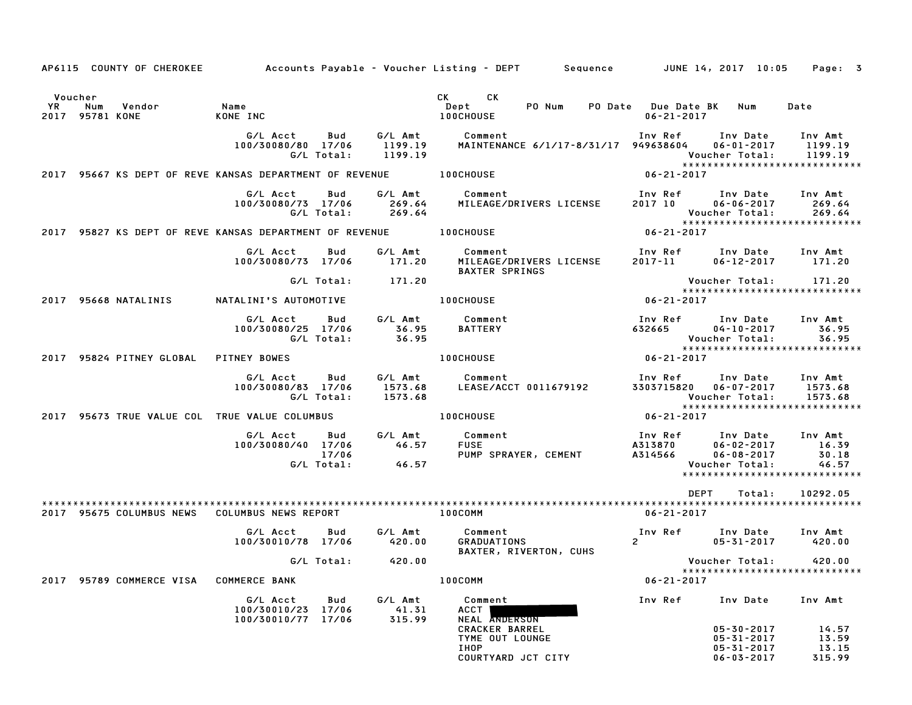AP6115 COUNTY OF CHEROKEE    Accounts Payable - Voucher Listing - DEPT    Sequence    JUNE 14, 2017 10:05

| Voucher YR | Num | Vendor | Name | CK Dept | CK | PO Num | PO Date | Due Date | BK | Num | Date |
|---|---|---|---|---|---|---|---|---|---|---|---|
| 2017 | 95781 | KONE | KONE INC | 100CHOUSE | | | | 06-21-2017 | | | |

| G/L Acct | Bud | G/L Amt | Comment | Inv Ref | Inv Date | Inv Amt |
|---|---|---|---|---|---|---|
| 100/30080/80 | 17/06 | 1199.19 | MAINTENANCE 6/1/17-8/31/17 | 949638604 | 06-01-2017 | 1199.19 |
| | G/L Total: | 1199.19 | | | Voucher Total: | 1199.19 |

2017 95667 KS DEPT OF REVE KANSAS DEPARTMENT OF REVENUE 100CHOUSE 06-21-2017

| G/L Acct | Bud | G/L Amt | Comment | Inv Ref | Inv Date | Inv Amt |
|---|---|---|---|---|---|---|
| 100/30080/73 | 17/06 | 269.64 | MILEAGE/DRIVERS LICENSE | 2017 10 | 06-06-2017 | 269.64 |
| | G/L Total: | 269.64 | | | Voucher Total: | 269.64 |

2017 95827 KS DEPT OF REVE KANSAS DEPARTMENT OF REVENUE 100CHOUSE 06-21-2017

| G/L Acct | Bud | G/L Amt | Comment | Inv Ref | Inv Date | Inv Amt |
|---|---|---|---|---|---|---|
| 100/30080/73 | 17/06 | 171.20 | MILEAGE/DRIVERS LICENSE BAXTER SPRINGS | 2017-11 | 06-12-2017 | 171.20 |
| | G/L Total: | 171.20 | | | Voucher Total: | 171.20 |

2017 95668 NATALINIS NATALINI'S AUTOMOTIVE 100CHOUSE 06-21-2017

| G/L Acct | Bud | G/L Amt | Comment | Inv Ref | Inv Date | Inv Amt |
|---|---|---|---|---|---|---|
| 100/30080/25 | 17/06 | 36.95 | BATTERY | 632665 | 04-10-2017 | 36.95 |
| | G/L Total: | 36.95 | | | Voucher Total: | 36.95 |

2017 95824 PITNEY GLOBAL PITNEY BOWES 100CHOUSE 06-21-2017

| G/L Acct | Bud | G/L Amt | Comment | Inv Ref | Inv Date | Inv Amt |
|---|---|---|---|---|---|---|
| 100/30080/83 | 17/06 | 1573.68 | LEASE/ACCT 0011679192 | 3303715820 | 06-07-2017 | 1573.68 |
| | G/L Total: | 1573.68 | | | Voucher Total: | 1573.68 |

2017 95673 TRUE VALUE COL TRUE VALUE COLUMBUS 100CHOUSE 06-21-2017

| G/L Acct | Bud | G/L Amt | Comment | Inv Ref | Inv Date | Inv Amt |
|---|---|---|---|---|---|---|
| 100/30080/40 | 17/06 | 46.57 | FUSE | A313870 | 06-02-2017 | 16.39 |
| | 17/06 | | PUMP SPRAYER, CEMENT | A314566 | 06-08-2017 | 30.18 |
| | G/L Total: | 46.57 | | | Voucher Total: | 46.57 |

DEPT Total: 10292.05

2017 95675 COLUMBUS NEWS COLUMBUS NEWS REPORT 100COMM 06-21-2017

| G/L Acct | Bud | G/L Amt | Comment | Inv Ref | Inv Date | Inv Amt |
|---|---|---|---|---|---|---|
| 100/30010/78 | 17/06 | 420.00 | GRADUATIONS BAXTER, RIVERTON, CUHS | 2 | 05-31-2017 | 420.00 |
| | G/L Total: | 420.00 | | | Voucher Total: | 420.00 |

2017 95789 COMMERCE VISA COMMERCE BANK 100COMM 06-21-2017

| G/L Acct | Bud | G/L Amt | Comment | Inv Ref | Inv Date | Inv Amt |
|---|---|---|---|---|---|---|
| 100/30010/23 | 17/06 | 41.31 | ACCT [REDACTED] | | | |
| 100/30010/77 | 17/06 | 315.99 | NEAL ANDERSON | | | |
| | | | CRACKER BARREL | | 05-30-2017 | 14.57 |
| | | | TYME OUT LOUNGE | | 05-31-2017 | 13.59 |
| | | | IHOP | | 05-31-2017 | 13.15 |
| | | | COURTYARD JCT CITY | | 06-03-2017 | 315.99 |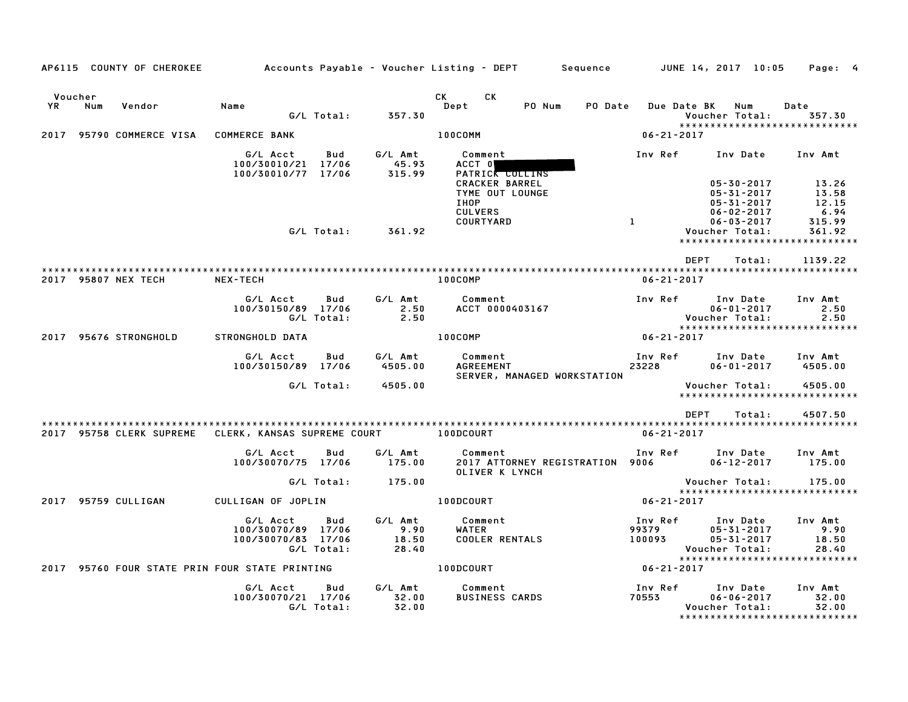AP6115 COUNTY OF CHEROKEE — Accounts Payable - Voucher Listing - DEPT — Sequence — JUNE 14, 2017 10:05

| Voucher YR | Num | Vendor | Name | G/L Acct | Bud | G/L Amt | CK Dept | CK | PO Num | PO Date | Due Date BK | Inv Ref | Inv Date | Inv Amt |
|---|---|---|---|---|---|---|---|---|---|---|---|---|---|---|
| | | | | G/L Total: | | 357.30 | | | | | | | Voucher Total: | 357.30 |
| 2017 | 95790 | COMMERCE VISA | COMMERCE BANK | | | | 100COMM | | | | 06-21-2017 | | | |
| | | | | 100/30010/21 | 17/06 | 45.93 | ACCT 0 | | | | | | | |
| | | | | 100/30010/77 | 17/06 | 315.99 | PATRICK COLLINS | | | | | | | |
| | | | | | | | CRACKER BARREL | | | | | | 05-30-2017 | 13.26 |
| | | | | | | | TYME OUT LOUNGE | | | | | | 05-31-2017 | 13.58 |
| | | | | | | | IHOP | | | | | | 05-31-2017 | 12.15 |
| | | | | | | | CULVERS | | | | | | 06-02-2017 | 6.94 |
| | | | | | | | COURTYARD | | | | | 1 | 06-03-2017 | 315.99 |
| | | | | G/L Total: | | 361.92 | | | | | | | Voucher Total: | 361.92 |
| | | | | | | | | | | | | DEPT | Total: | 1139.22 |
| 2017 | 95807 | NEX TECH | NEX-TECH | | | | 100COMP | | | | 06-21-2017 | | | |
| | | | | 100/30150/89 | 17/06 | 2.50 | ACCT 0000403167 | | | | | | 06-01-2017 | 2.50 |
| | | | | G/L Total: | | 2.50 | | | | | | | Voucher Total: | 2.50 |
| 2017 | 95676 | STRONGHOLD | STRONGHOLD DATA | | | | 100COMP | | | | 06-21-2017 | | | |
| | | | | 100/30150/89 | 17/06 | 4505.00 | AGREEMENT | | | | | 23228 | 06-01-2017 | 4505.00 |
| | | | | | | | SERVER, MANAGED WORKSTATION | | | | | | | |
| | | | | G/L Total: | | 4505.00 | | | | | | | Voucher Total: | 4505.00 |
| | | | | | | | | | | | | DEPT | Total: | 4507.50 |
| 2017 | 95758 | CLERK SUPREME | CLERK, KANSAS SUPREME COURT | | | | 100DCOURT | | | | 06-21-2017 | | | |
| | | | | 100/30070/75 | 17/06 | 175.00 | 2017 ATTORNEY REGISTRATION | | | | | 9006 | 06-12-2017 | 175.00 |
| | | | | | | | OLIVER K LYNCH | | | | | | | |
| | | | | G/L Total: | | 175.00 | | | | | | | Voucher Total: | 175.00 |
| 2017 | 95759 | CULLIGAN | CULLIGAN OF JOPLIN | | | | 100DCOURT | | | | 06-21-2017 | | | |
| | | | | 100/30070/89 | 17/06 | 9.90 | WATER | | | | | 99379 | 05-31-2017 | 9.90 |
| | | | | 100/30070/83 | 17/06 | 18.50 | COOLER RENTALS | | | | | 100093 | 05-31-2017 | 18.50 |
| | | | | G/L Total: | | 28.40 | | | | | | | Voucher Total: | 28.40 |
| 2017 | 95760 | FOUR STATE PRIN | FOUR STATE PRINTING | | | | 100DCOURT | | | | 06-21-2017 | | | |
| | | | | 100/30070/21 | 17/06 | 32.00 | BUSINESS CARDS | | | | | 70553 | 06-06-2017 | 32.00 |
| | | | | G/L Total: | | 32.00 | | | | | | | Voucher Total: | 32.00 |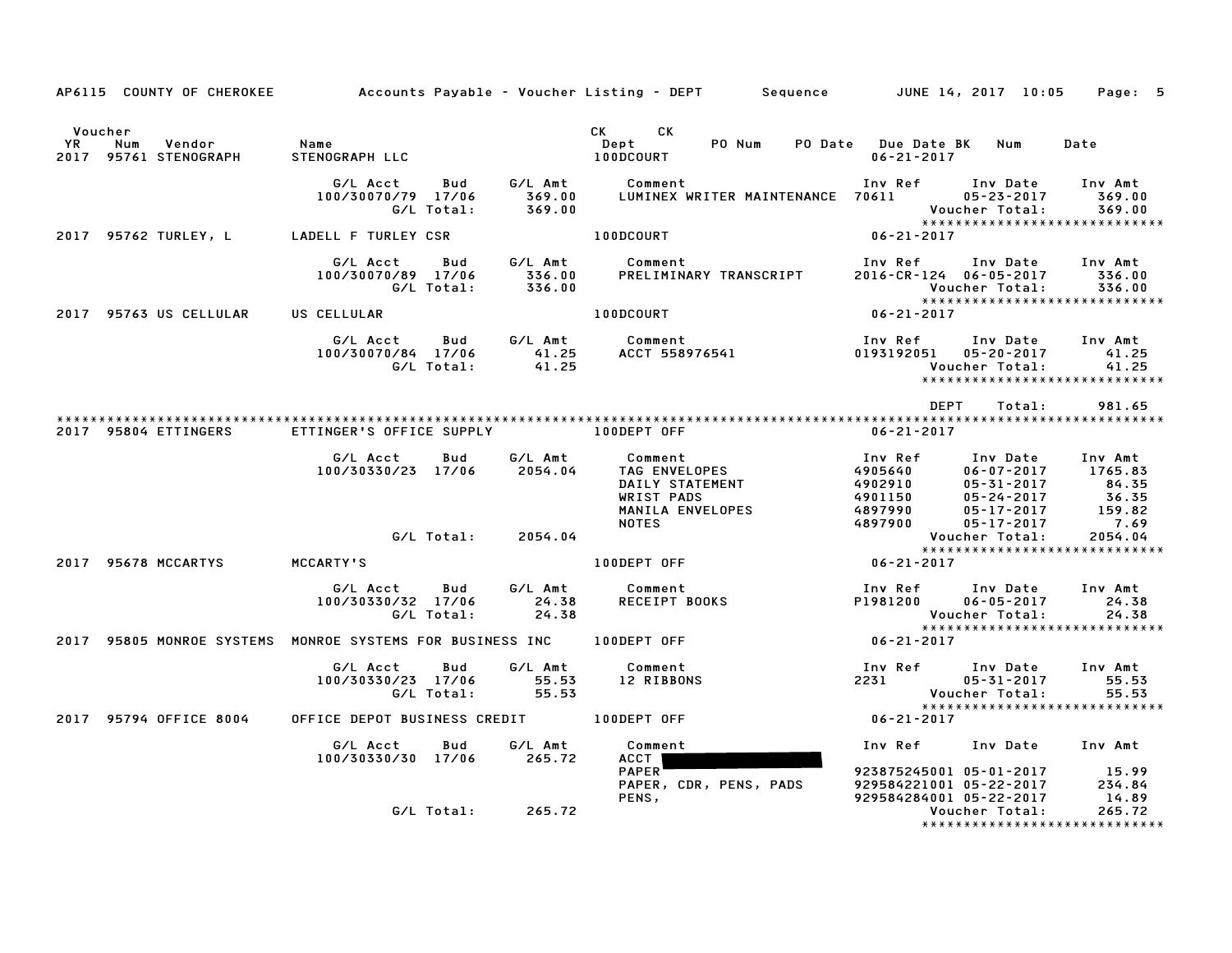AP6115 COUNTY OF CHEROKEE — Accounts Payable - Voucher Listing - DEPT — Sequence — JUNE 14, 2017 10:05

| Voucher YR | Num | Vendor | Name | CK Dept | CK PO Num | PO Date | Due Date BK | Num | Date |
|---|---|---|---|---|---|---|---|---|---|
| 2017 | 95761 | STENOGRAPH | STENOGRAPH LLC | 100DCOURT | | | 06-21-2017 | | |

| G/L Acct | Bud | G/L Amt | Comment | Inv Ref | Inv Date | Inv Amt |
|---|---|---|---|---|---|---|
| 100/30070/79 | 17/06 | 369.00 | LUMINEX WRITER MAINTENANCE | 70611 | 05-23-2017 | 369.00 |
| | G/L Total: | 369.00 | | | Voucher Total: | 369.00 |

******************************

2017 95762 TURLEY, L — LADELL F TURLEY CSR — 100DCOURT — 06-21-2017

| G/L Acct | Bud | G/L Amt | Comment | Inv Ref | Inv Date | Inv Amt |
|---|---|---|---|---|---|---|
| 100/30070/89 | 17/06 | 336.00 | PRELIMINARY TRANSCRIPT | 2016-CR-124 | 06-05-2017 | 336.00 |
| | G/L Total: | 336.00 | | | Voucher Total: | 336.00 |

******************************

2017 95763 US CELLULAR — US CELLULAR — 100DCOURT — 06-21-2017

| G/L Acct | Bud | G/L Amt | Comment | Inv Ref | Inv Date | Inv Amt |
|---|---|---|---|---|---|---|
| 100/30070/84 | 17/06 | 41.25 | ACCT 558976541 | 0193192051 | 05-20-2017 | 41.25 |
| | G/L Total: | 41.25 | | | Voucher Total: | 41.25 |

******************************

DEPT Total: 981.65

******************************

2017 95804 ETTINGERS — ETTINGER'S OFFICE SUPPLY — 100DEPT OFF — 06-21-2017

| G/L Acct | Bud | G/L Amt | Comment | Inv Ref | Inv Date | Inv Amt |
|---|---|---|---|---|---|---|
| 100/30330/23 | 17/06 | 2054.04 | TAG ENVELOPES | 4905640 | 06-07-2017 | 1765.83 |
| | | | DAILY STATEMENT | 4902910 | 05-31-2017 | 84.35 |
| | | | WRIST PADS | 4901150 | 05-24-2017 | 36.35 |
| | | | MANILA ENVELOPES | 4897990 | 05-17-2017 | 159.82 |
| | | | NOTES | 4897900 | 05-17-2017 | 7.69 |
| | G/L Total: | 2054.04 | | | Voucher Total: | 2054.04 |

******************************

2017 95678 MCCARTYS — MCCARTY'S — 100DEPT OFF — 06-21-2017

| G/L Acct | Bud | G/L Amt | Comment | Inv Ref | Inv Date | Inv Amt |
|---|---|---|---|---|---|---|
| 100/30330/32 | 17/06 | 24.38 | RECEIPT BOOKS | P1981200 | 06-05-2017 | 24.38 |
| | G/L Total: | 24.38 | | | Voucher Total: | 24.38 |

******************************

2017 95805 MONROE SYSTEMS — MONROE SYSTEMS FOR BUSINESS INC — 100DEPT OFF — 06-21-2017

| G/L Acct | Bud | G/L Amt | Comment | Inv Ref | Inv Date | Inv Amt |
|---|---|---|---|---|---|---|
| 100/30330/23 | 17/06 | 55.53 | 12 RIBBONS | 2231 | 05-31-2017 | 55.53 |
| | G/L Total: | 55.53 | | | Voucher Total: | 55.53 |

******************************

2017 95794 OFFICE 8004 — OFFICE DEPOT BUSINESS CREDIT — 100DEPT OFF — 06-21-2017

| G/L Acct | Bud | G/L Amt | Comment | Inv Ref | Inv Date | Inv Amt |
|---|---|---|---|---|---|---|
| 100/30330/30 | 17/06 | 265.72 | ACCT [REDACTED] | | | |
| | | | PAPER | 923875245001 | 05-01-2017 | 15.99 |
| | | | PAPER, CDR, PENS, PADS | 929584221001 | 05-22-2017 | 234.84 |
| | | | PENS, | 929584284001 | 05-22-2017 | 14.89 |
| | G/L Total: | 265.72 | | | Voucher Total: | 265.72 |

******************************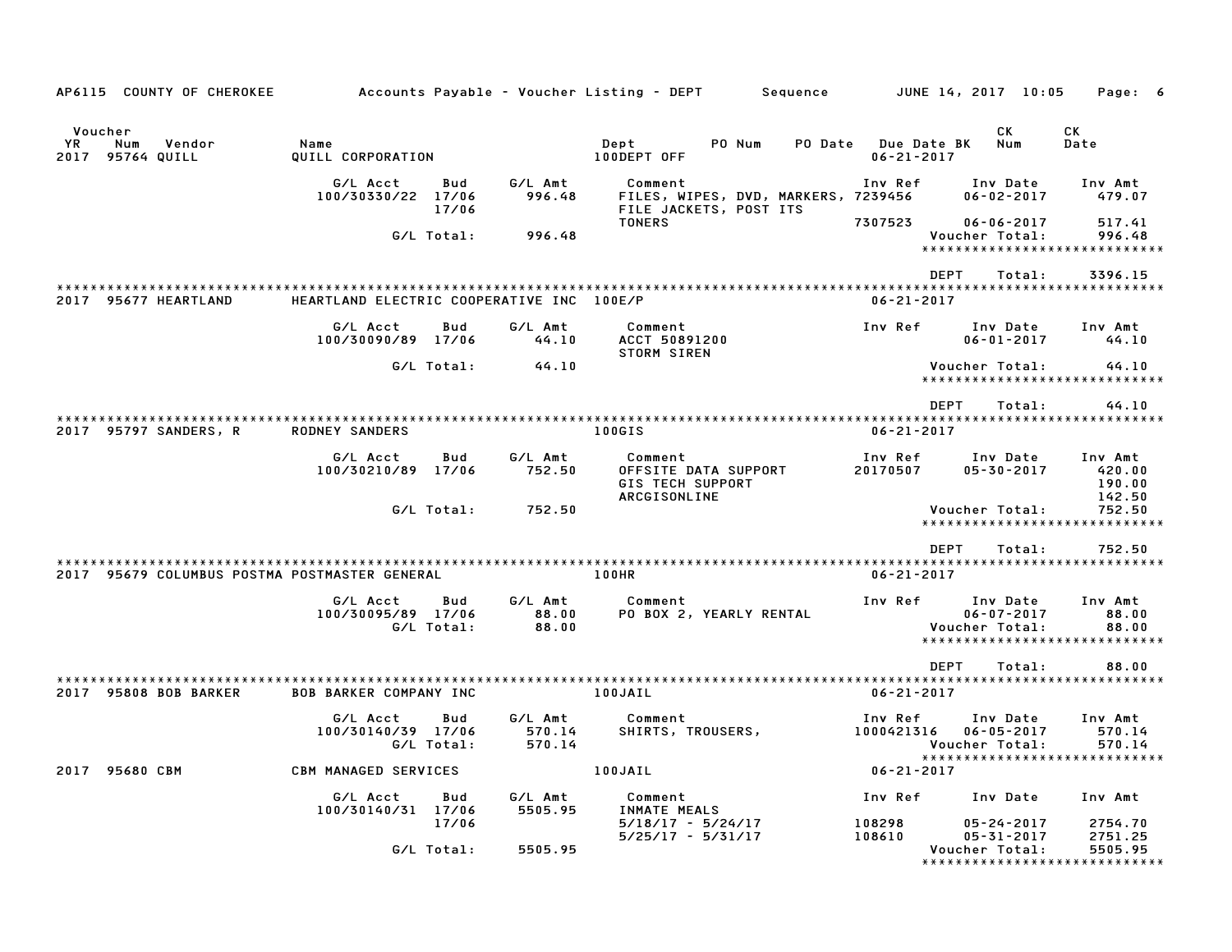AP6115 COUNTY OF CHEROKEE — Accounts Payable - Voucher Listing - DEPT — Sequence — JUNE 14, 2017 10:05

| Voucher YR | Num | Vendor | Name | Dept | PO Num | PO Date | Due Date | BK | CK Num | CK Date |
|---|---|---|---|---|---|---|---|---|---|---|
| 2017 | 95764 | QUILL | QUILL CORPORATION | 100DEPT OFF | | | 06-21-2017 | | | |

| G/L Acct | Bud | G/L Amt | Comment | Inv Ref | Inv Date | Inv Amt |
|---|---|---|---|---|---|---|
| 100/30330/22 | 17/06 | 996.48 | FILES, WIPES, DVD, MARKERS, FILE JACKETS, POST ITS | 7239456 | 06-02-2017 | 479.07 |
| | 17/06 | | TONERS | 7307523 | 06-06-2017 | 517.41 |
| | G/L Total: | 996.48 | | | Voucher Total: | 996.48 |

DEPT Total: 3396.15

| Voucher YR | Num | Vendor | Name | Dept | Due Date |
|---|---|---|---|---|---|
| 2017 | 95677 | HEARTLAND | HEARTLAND ELECTRIC COOPERATIVE INC | 100E/P | 06-21-2017 |

| G/L Acct | Bud | G/L Amt | Comment | Inv Ref | Inv Date | Inv Amt |
|---|---|---|---|---|---|---|
| 100/30090/89 | 17/06 | 44.10 | ACCT 50891200 STORM SIREN | | 06-01-2017 | 44.10 |
| | G/L Total: | 44.10 | | | Voucher Total: | 44.10 |

DEPT Total: 44.10

| Voucher YR | Num | Vendor | Name | Dept | Due Date |
|---|---|---|---|---|---|
| 2017 | 95797 | SANDERS, R | RODNEY SANDERS | 100GIS | 06-21-2017 |

| G/L Acct | Bud | G/L Amt | Comment | Inv Ref | Inv Date | Inv Amt |
|---|---|---|---|---|---|---|
| 100/30210/89 | 17/06 | 752.50 | OFFSITE DATA SUPPORT | 20170507 | 05-30-2017 | 420.00 |
| | | | GIS TECH SUPPORT | | | 190.00 |
| | | | ARCGISONLINE | | | 142.50 |
| | G/L Total: | 752.50 | | | Voucher Total: | 752.50 |

DEPT Total: 752.50

| Voucher YR | Num | Vendor | Name | Dept | Due Date |
|---|---|---|---|---|---|
| 2017 | 95679 | COLUMBUS POSTMA | POSTMASTER GENERAL | 100HR | 06-21-2017 |

| G/L Acct | Bud | G/L Amt | Comment | Inv Ref | Inv Date | Inv Amt |
|---|---|---|---|---|---|---|
| 100/30095/89 | 17/06 | 88.00 | PO BOX 2, YEARLY RENTAL | | 06-07-2017 | 88.00 |
| | G/L Total: | 88.00 | | | Voucher Total: | 88.00 |

DEPT Total: 88.00

| Voucher YR | Num | Vendor | Name | Dept | Due Date |
|---|---|---|---|---|---|
| 2017 | 95808 | BOB BARKER | BOB BARKER COMPANY INC | 100JAIL | 06-21-2017 |

| G/L Acct | Bud | G/L Amt | Comment | Inv Ref | Inv Date | Inv Amt |
|---|---|---|---|---|---|---|
| 100/30140/39 | 17/06 | 570.14 | SHIRTS, TROUSERS, | 1000421316 | 06-05-2017 | 570.14 |
| | G/L Total: | 570.14 | | | Voucher Total: | 570.14 |

| Voucher YR | Num | Vendor | Name | Dept | Due Date |
|---|---|---|---|---|---|
| 2017 | 95680 | CBM | CBM MANAGED SERVICES | 100JAIL | 06-21-2017 |

| G/L Acct | Bud | G/L Amt | Comment | Inv Ref | Inv Date | Inv Amt |
|---|---|---|---|---|---|---|
| 100/30140/31 | 17/06 | 5505.95 | INMATE MEALS | | | |
| | 17/06 | | 5/18/17 - 5/24/17 | 108298 | 05-24-2017 | 2754.70 |
| | | | 5/25/17 - 5/31/17 | 108610 | 05-31-2017 | 2751.25 |
| | G/L Total: | 5505.95 | | | Voucher Total: | 5505.95 |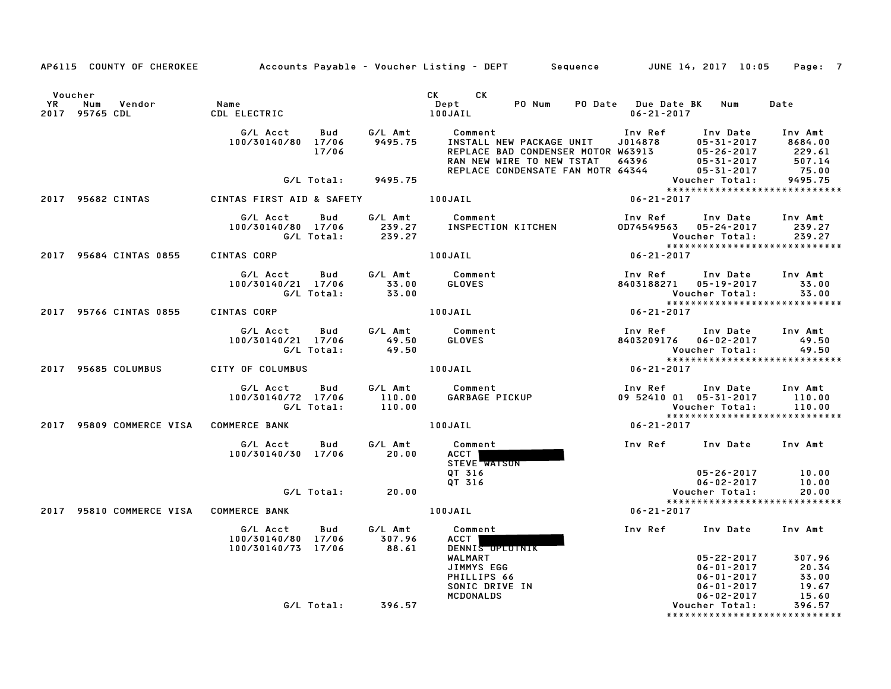AP6115 COUNTY OF CHEROKEE — Accounts Payable - Voucher Listing - DEPT — Sequence — JUNE 14, 2017 10:05

| Voucher YR | Num | Vendor | Name | CK Dept | CK PO Num | PO Date | Due Date BK | Num | Date |
|---|---|---|---|---|---|---|---|---|---|
| 2017 | 95765 | CDL | CDL ELECTRIC | 100JAIL | | | 06-21-2017 | | |

| G/L Acct | Bud | G/L Amt | Comment | Inv Ref | Inv Date | Inv Amt |
|---|---|---|---|---|---|---|
| 100/30140/80 | 17/06 | 9495.75 | INSTALL NEW PACKAGE UNIT | J014878 | 05-31-2017 | 8684.00 |
| | 17/06 | | REPLACE BAD CONDENSER MOTOR | W63913 | 05-26-2017 | 229.61 |
| | | | RAN NEW WIRE TO NEW TSTAT | 64396 | 05-31-2017 | 507.14 |
| | | | REPLACE CONDENSATE FAN MOTR | 64344 | 05-31-2017 | 75.00 |
| | G/L Total: | 9495.75 | | | Voucher Total: | 9495.75 |

| Voucher YR | Num | Vendor | Name | Dept | Due Date |
|---|---|---|---|---|---|
| 2017 | 95682 | CINTAS | CINTAS FIRST AID & SAFETY | 100JAIL | 06-21-2017 |

| G/L Acct | Bud | G/L Amt | Comment | Inv Ref | Inv Date | Inv Amt |
|---|---|---|---|---|---|---|
| 100/30140/80 | 17/06 | 239.27 | INSPECTION KITCHEN | OD74549563 | 05-24-2017 | 239.27 |
| | G/L Total: | 239.27 | | | Voucher Total: | 239.27 |

| Voucher YR | Num | Vendor | Name | Dept | Due Date |
|---|---|---|---|---|---|
| 2017 | 95684 | CINTAS 0855 | CINTAS CORP | 100JAIL | 06-21-2017 |

| G/L Acct | Bud | G/L Amt | Comment | Inv Ref | Inv Date | Inv Amt |
|---|---|---|---|---|---|---|
| 100/30140/21 | 17/06 | 33.00 | GLOVES | 8403188271 | 05-19-2017 | 33.00 |
| | G/L Total: | 33.00 | | | Voucher Total: | 33.00 |

| Voucher YR | Num | Vendor | Name | Dept | Due Date |
|---|---|---|---|---|---|
| 2017 | 95766 | CINTAS 0855 | CINTAS CORP | 100JAIL | 06-21-2017 |

| G/L Acct | Bud | G/L Amt | Comment | Inv Ref | Inv Date | Inv Amt |
|---|---|---|---|---|---|---|
| 100/30140/21 | 17/06 | 49.50 | GLOVES | 8403209176 | 06-02-2017 | 49.50 |
| | G/L Total: | 49.50 | | | Voucher Total: | 49.50 |

| Voucher YR | Num | Vendor | Name | Dept | Due Date |
|---|---|---|---|---|---|
| 2017 | 95685 | COLUMBUS | CITY OF COLUMBUS | 100JAIL | 06-21-2017 |

| G/L Acct | Bud | G/L Amt | Comment | Inv Ref | Inv Date | Inv Amt |
|---|---|---|---|---|---|---|
| 100/30140/72 | 17/06 | 110.00 | GARBAGE PICKUP | 09 52410 01 | 05-31-2017 | 110.00 |
| | G/L Total: | 110.00 | | | Voucher Total: | 110.00 |

| Voucher YR | Num | Vendor | Name | Dept | Due Date |
|---|---|---|---|---|---|
| 2017 | 95809 | COMMERCE VISA | COMMERCE BANK | 100JAIL | 06-21-2017 |

| G/L Acct | Bud | G/L Amt | Comment | Inv Ref | Inv Date | Inv Amt |
|---|---|---|---|---|---|---|
| 100/30140/30 | 17/06 | 20.00 | ACCT [REDACTED] | | | |
| | | | STEVE WATSON | | | |
| | | | QT 316 | | 05-26-2017 | 10.00 |
| | | | QT 316 | | 06-02-2017 | 10.00 |
| | G/L Total: | 20.00 | | | Voucher Total: | 20.00 |

| Voucher YR | Num | Vendor | Name | Dept | Due Date |
|---|---|---|---|---|---|
| 2017 | 95810 | COMMERCE VISA | COMMERCE BANK | 100JAIL | 06-21-2017 |

| G/L Acct | Bud | G/L Amt | Comment | Inv Ref | Inv Date | Inv Amt |
|---|---|---|---|---|---|---|
| 100/30140/80 | 17/06 | 307.96 | ACCT [REDACTED] | | | |
| 100/30140/73 | 17/06 | 88.61 | DENNIS OPLOTNIK | | | |
| | | | WALMART | | 05-22-2017 | 307.96 |
| | | | JIMMYS EGG | | 06-01-2017 | 20.34 |
| | | | PHILLIPS 66 | | 06-01-2017 | 33.00 |
| | | | SONIC DRIVE IN | | 06-01-2017 | 19.67 |
| | | | MCDONALDS | | 06-02-2017 | 15.60 |
| | G/L Total: | 396.57 | | | Voucher Total: | 396.57 |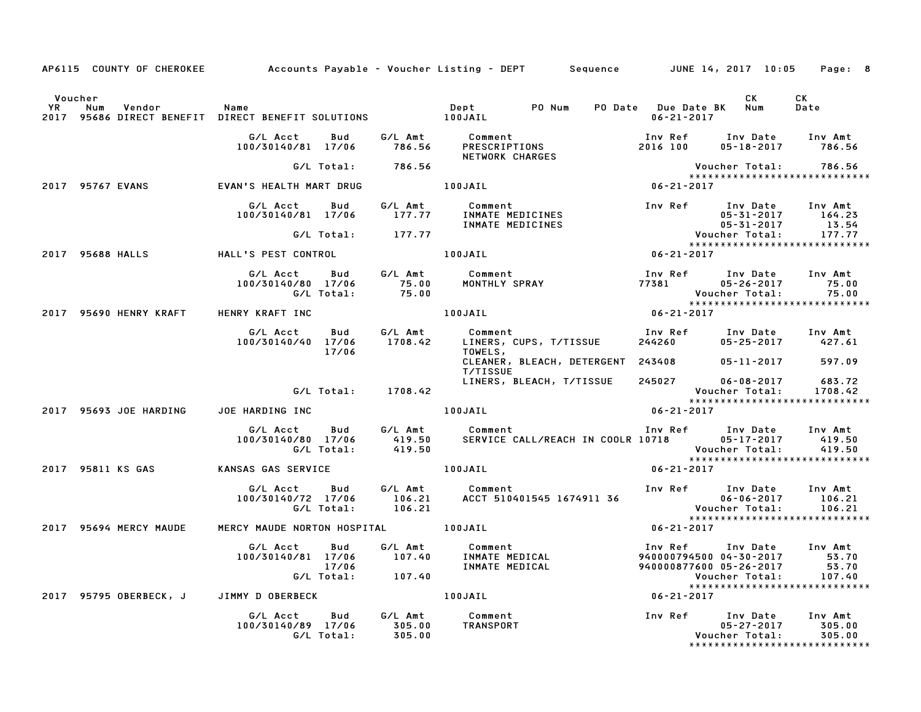AP6115 COUNTY OF CHEROKEE Accounts Payable - Voucher Listing - DEPT Sequence JUNE 14, 2017 10:05

| Voucher YR | Num | Vendor | Name | Dept | PO Num | PO Date | Due Date BK | CK Num | CK Date |
|---|---|---|---|---|---|---|---|---|---|
| 2017 | 95686 | DIRECT BENEFIT | DIRECT BENEFIT SOLUTIONS | 100JAIL | | | 06-21-2017 | | |

| G/L Acct | Bud | G/L Amt | Comment | Inv Ref | Inv Date | Inv Amt |
|---|---|---|---|---|---|---|
| 100/30140/81 | 17/06 | 786.56 | PRESCRIPTIONS NETWORK CHARGES | 2016 100 | 05-18-2017 | 786.56 |
| | G/L Total: | 786.56 | | | Voucher Total: | 786.56 |

******************************

| Voucher YR | Num | Vendor | Name | Dept | Due Date |
|---|---|---|---|---|---|
| 2017 | 95767 | EVANS | EVAN'S HEALTH MART DRUG | 100JAIL | 06-21-2017 |

| G/L Acct | Bud | G/L Amt | Comment | Inv Ref | Inv Date | Inv Amt |
|---|---|---|---|---|---|---|
| 100/30140/81 | 17/06 | 177.77 | INMATE MEDICINES | | 05-31-2017 | 164.23 |
| | | | INMATE MEDICINES | | 05-31-2017 | 13.54 |
| | G/L Total: | 177.77 | | | Voucher Total: | 177.77 |

******************************

| Voucher YR | Num | Vendor | Name | Dept | Due Date |
|---|---|---|---|---|---|
| 2017 | 95688 | HALLS | HALL'S PEST CONTROL | 100JAIL | 06-21-2017 |

| G/L Acct | Bud | G/L Amt | Comment | Inv Ref | Inv Date | Inv Amt |
|---|---|---|---|---|---|---|
| 100/30140/80 | 17/06 | 75.00 | MONTHLY SPRAY | 77381 | 05-26-2017 | 75.00 |
| | G/L Total: | 75.00 | | | Voucher Total: | 75.00 |

******************************

| Voucher YR | Num | Vendor | Name | Dept | Due Date |
|---|---|---|---|---|---|
| 2017 | 95690 | HENRY KRAFT | HENRY KRAFT INC | 100JAIL | 06-21-2017 |

| G/L Acct | Bud | G/L Amt | Comment | Inv Ref | Inv Date | Inv Amt |
|---|---|---|---|---|---|---|
| 100/30140/40 | 17/06 | 1708.42 | LINERS, CUPS, T/TISSUE | 244260 | 05-25-2017 | 427.61 |
| | 17/06 | | TOWELS, CLEANER, BLEACH, DETERGENT T/TISSUE | 243408 | 05-11-2017 | 597.09 |
| | | | LINERS, BLEACH, T/TISSUE | 245027 | 06-08-2017 | 683.72 |
| | G/L Total: | 1708.42 | | | Voucher Total: | 1708.42 |

******************************

| Voucher YR | Num | Vendor | Name | Dept | Due Date |
|---|---|---|---|---|---|
| 2017 | 95693 | JOE HARDING | JOE HARDING INC | 100JAIL | 06-21-2017 |

| G/L Acct | Bud | G/L Amt | Comment | Inv Ref | Inv Date | Inv Amt |
|---|---|---|---|---|---|---|
| 100/30140/80 | 17/06 | 419.50 | SERVICE CALL/REACH IN COOLR | 10718 | 05-17-2017 | 419.50 |
| | G/L Total: | 419.50 | | | Voucher Total: | 419.50 |

******************************

| Voucher YR | Num | Vendor | Name | Dept | Due Date |
|---|---|---|---|---|---|
| 2017 | 95811 | KS GAS | KANSAS GAS SERVICE | 100JAIL | 06-21-2017 |

| G/L Acct | Bud | G/L Amt | Comment | Inv Ref | Inv Date | Inv Amt |
|---|---|---|---|---|---|---|
| 100/30140/72 | 17/06 | 106.21 | ACCT 510401545 1674911 36 | | 06-06-2017 | 106.21 |
| | G/L Total: | 106.21 | | | Voucher Total: | 106.21 |

******************************

| Voucher YR | Num | Vendor | Name | Dept | Due Date |
|---|---|---|---|---|---|
| 2017 | 95694 | MERCY MAUDE | MERCY MAUDE NORTON HOSPITAL | 100JAIL | 06-21-2017 |

| G/L Acct | Bud | G/L Amt | Comment | Inv Ref | Inv Date | Inv Amt |
|---|---|---|---|---|---|---|
| 100/30140/81 | 17/06 | 107.40 | INMATE MEDICAL | 940000794500 | 04-30-2017 | 53.70 |
| | 17/06 | | INMATE MEDICAL | 940000877600 | 05-26-2017 | 53.70 |
| | G/L Total: | 107.40 | | | Voucher Total: | 107.40 |

******************************

| Voucher YR | Num | Vendor | Name | Dept | Due Date |
|---|---|---|---|---|---|
| 2017 | 95795 | OBERBECK, J | JIMMY D OBERBECK | 100JAIL | 06-21-2017 |

| G/L Acct | Bud | G/L Amt | Comment | Inv Ref | Inv Date | Inv Amt |
|---|---|---|---|---|---|---|
| 100/30140/89 | 17/06 | 305.00 | TRANSPORT | | 05-27-2017 | 305.00 |
| | G/L Total: | 305.00 | | | Voucher Total: | 305.00 |

******************************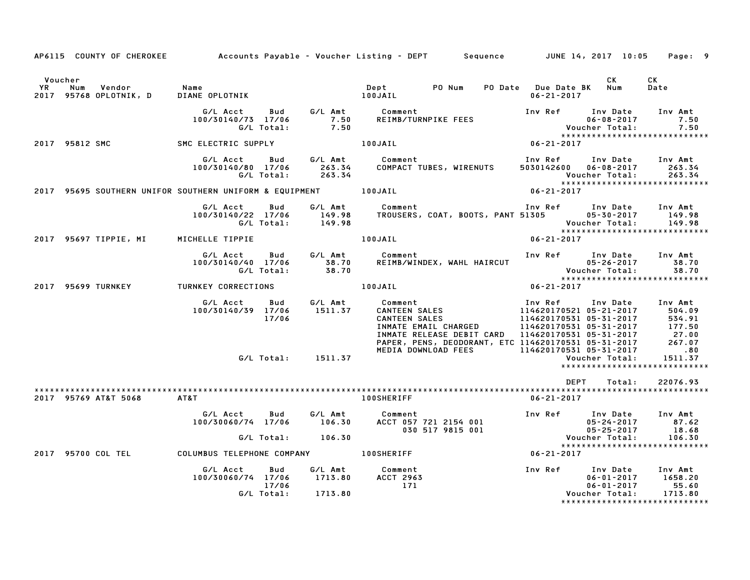AP6115 COUNTY OF CHEROKEE — Accounts Payable - Voucher Listing - DEPT — Sequence — JUNE 14, 2017 10:05

| Voucher YR | Num | Vendor | Name | Dept | PO Num | PO Date | Due Date BK | CK Num | CK Date |
|---|---|---|---|---|---|---|---|---|---|
| 2017 | 95768 | OPLOTNIK, D | DIANE OPLOTNIK | 100JAIL | | | 06-21-2017 | | |

| G/L Acct | Bud | G/L Amt | Comment | Inv Ref | Inv Date | Inv Amt |
|---|---|---|---|---|---|---|
| 100/30140/73 | 17/06 | 7.50 | REIMB/TURNPIKE FEES | | 06-08-2017 | 7.50 |
| | G/L Total: | 7.50 | | | Voucher Total: | 7.50 |

****************************

| Voucher YR | Num | Vendor | Name | Dept | Due Date |
|---|---|---|---|---|---|
| 2017 | 95812 | SMC | SMC ELECTRIC SUPPLY | 100JAIL | 06-21-2017 |

| G/L Acct | Bud | G/L Amt | Comment | Inv Ref | Inv Date | Inv Amt |
|---|---|---|---|---|---|---|
| 100/30140/80 | 17/06 | 263.34 | COMPACT TUBES, WIRENUTS | 5030142600 | 06-08-2017 | 263.34 |
| | G/L Total: | 263.34 | | | Voucher Total: | 263.34 |

****************************

| Voucher YR | Num | Vendor | Name | Dept | Due Date |
|---|---|---|---|---|---|
| 2017 | 95695 | SOUTHERN UNIFOR | SOUTHERN UNIFORM & EQUIPMENT | 100JAIL | 06-21-2017 |

| G/L Acct | Bud | G/L Amt | Comment | Inv Ref | Inv Date | Inv Amt |
|---|---|---|---|---|---|---|
| 100/30140/22 | 17/06 | 149.98 | TROUSERS, COAT, BOOTS, PANT | 51305 | 05-30-2017 | 149.98 |
| | G/L Total: | 149.98 | | | Voucher Total: | 149.98 |

****************************

| Voucher YR | Num | Vendor | Name | Dept | Due Date |
|---|---|---|---|---|---|
| 2017 | 95697 | TIPPIE, MI | MICHELLE TIPPIE | 100JAIL | 06-21-2017 |

| G/L Acct | Bud | G/L Amt | Comment | Inv Ref | Inv Date | Inv Amt |
|---|---|---|---|---|---|---|
| 100/30140/40 | 17/06 | 38.70 | REIMB/WINDEX, WAHL HAIRCUT | | 05-26-2017 | 38.70 |
| | G/L Total: | 38.70 | | | Voucher Total: | 38.70 |

****************************

| Voucher YR | Num | Vendor | Name | Dept | Due Date |
|---|---|---|---|---|---|
| 2017 | 95699 | TURNKEY | TURNKEY CORRECTIONS | 100JAIL | 06-21-2017 |

| G/L Acct | Bud | G/L Amt | Comment | Inv Ref | Inv Date | Inv Amt |
|---|---|---|---|---|---|---|
| 100/30140/39 | 17/06 | 1511.37 | CANTEEN SALES | 114620170521 | 05-21-2017 | 504.09 |
| | 17/06 | | CANTEEN SALES | 114620170531 | 05-31-2017 | 534.91 |
| | | | INMATE EMAIL CHARGED | 114620170531 | 05-31-2017 | 177.50 |
| | | | INMATE RELEASE DEBIT CARD | 114620170531 | 05-31-2017 | 27.00 |
| | | | PAPER, PENS, DEODORANT, ETC | 114620170531 | 05-31-2017 | 267.07 |
| | | | MEDIA DOWNLOAD FEES | 114620170531 | 05-31-2017 | .80 |
| | G/L Total: | 1511.37 | | | Voucher Total: | 1511.37 |

****************************

DEPT Total: 22076.93

****************************

| Voucher YR | Num | Vendor | Name | Dept | Due Date |
|---|---|---|---|---|---|
| 2017 | 95769 | AT&T 5068 | AT&T | 100SHERIFF | 06-21-2017 |

| G/L Acct | Bud | G/L Amt | Comment | Inv Ref | Inv Date | Inv Amt |
|---|---|---|---|---|---|---|
| 100/30060/74 | 17/06 | 106.30 | ACCT 057 721 2154 001 | | 05-24-2017 | 87.62 |
| | | | 030 517 9815 001 | | 05-25-2017 | 18.68 |
| | G/L Total: | 106.30 | | | Voucher Total: | 106.30 |

****************************

| Voucher YR | Num | Vendor | Name | Dept | Due Date |
|---|---|---|---|---|---|
| 2017 | 95700 | COL TEL | COLUMBUS TELEPHONE COMPANY | 100SHERIFF | 06-21-2017 |

| G/L Acct | Bud | G/L Amt | Comment | Inv Ref | Inv Date | Inv Amt |
|---|---|---|---|---|---|---|
| 100/30060/74 | 17/06 | 1713.80 | ACCT 2963 | | 06-01-2017 | 1658.20 |
| | 17/06 | | 171 | | 06-01-2017 | 55.60 |
| | G/L Total: | 1713.80 | | | Voucher Total: | 1713.80 |

****************************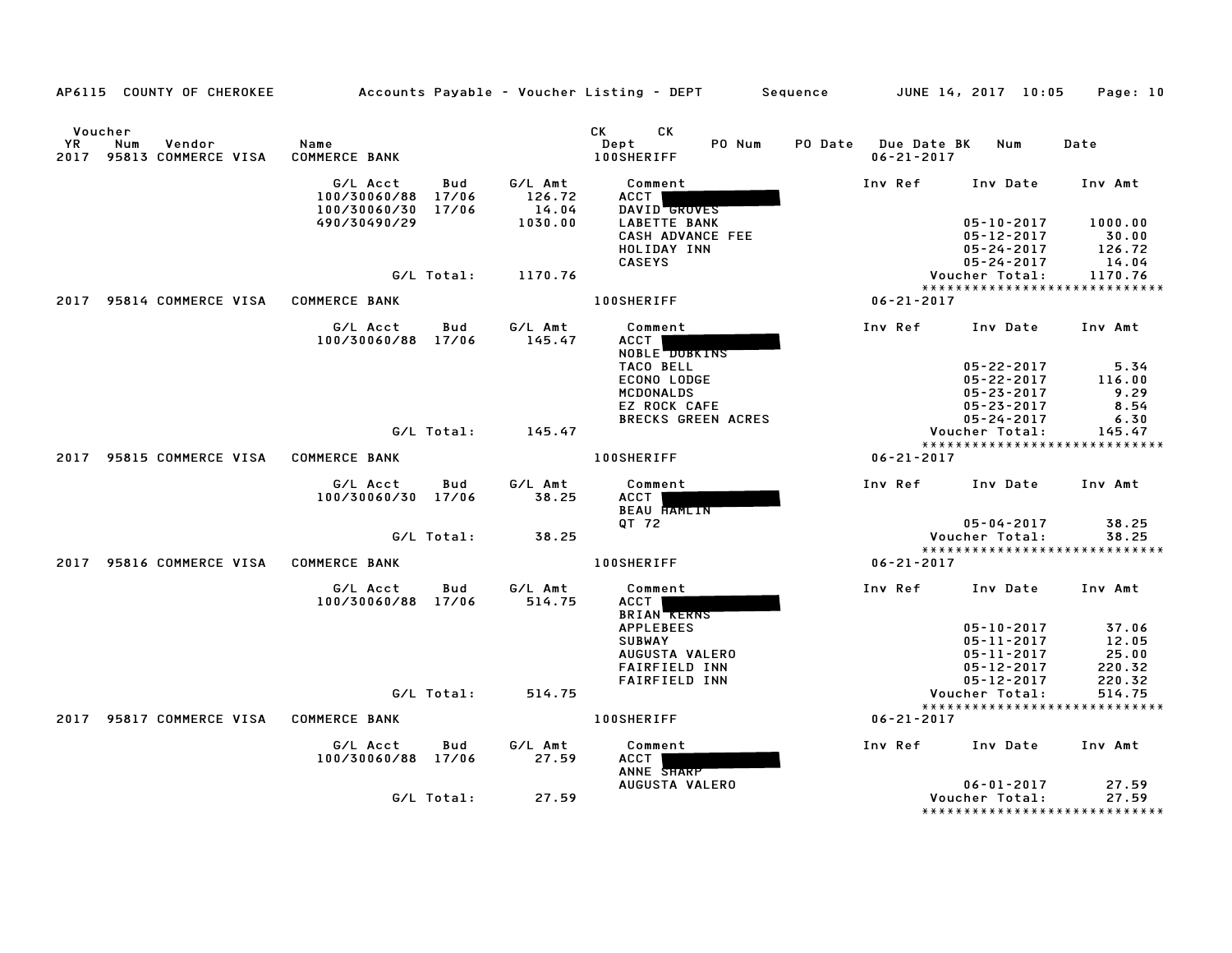AP6115 COUNTY OF CHEROKEE — Accounts Payable - Voucher Listing - DEPT — Sequence — JUNE 14, 2017 10:05

| Voucher YR | Num | Vendor | Name | CK Dept | CK | PO Num | PO Date | Due Date BK | Num | Date |
|---|---|---|---|---|---|---|---|---|---|---|
| 2017 | 95813 | COMMERCE VISA | COMMERCE BANK | 100SHERIFF | | | | 06-21-2017 | | |

| G/L Acct | Bud | G/L Amt | Comment | Inv Ref | Inv Date | Inv Amt |
|---|---|---|---|---|---|---|
| 100/30060/88 | 17/06 | 126.72 | ACCT [REDACTED] | | | |
| 100/30060/30 | 17/06 | 14.04 | DAVID GROVES | | | |
| 490/30490/29 | | 1030.00 | LABETTE BANK | | 05-10-2017 | 1000.00 |
| | | | CASH ADVANCE FEE | | 05-12-2017 | 30.00 |
| | | | HOLIDAY INN | | 05-24-2017 | 126.72 |
| | | | CASEYS | | 05-24-2017 | 14.04 |
| | G/L Total: | 1170.76 | | | Voucher Total: | 1170.76 |

****************************

| Voucher YR | Num | Vendor | Name | CK Dept | Due Date |
|---|---|---|---|---|---|
| 2017 | 95814 | COMMERCE VISA | COMMERCE BANK | 100SHERIFF | 06-21-2017 |

| G/L Acct | Bud | G/L Amt | Comment | Inv Ref | Inv Date | Inv Amt |
|---|---|---|---|---|---|---|
| 100/30060/88 | 17/06 | 145.47 | ACCT [REDACTED] | | | |
| | | | NOBLE DOBKINS | | | |
| | | | TACO BELL | | 05-22-2017 | 5.34 |
| | | | ECONO LODGE | | 05-22-2017 | 116.00 |
| | | | MCDONALDS | | 05-23-2017 | 9.29 |
| | | | EZ ROCK CAFE | | 05-23-2017 | 8.54 |
| | | | BRECKS GREEN ACRES | | 05-24-2017 | 6.30 |
| | G/L Total: | 145.47 | | | Voucher Total: | 145.47 |

****************************

| Voucher YR | Num | Vendor | Name | CK Dept | Due Date |
|---|---|---|---|---|---|
| 2017 | 95815 | COMMERCE VISA | COMMERCE BANK | 100SHERIFF | 06-21-2017 |

| G/L Acct | Bud | G/L Amt | Comment | Inv Ref | Inv Date | Inv Amt |
|---|---|---|---|---|---|---|
| 100/30060/30 | 17/06 | 38.25 | ACCT [REDACTED] | | | |
| | | | BEAU HAMLIN | | | |
| | | | QT 72 | | 05-04-2017 | 38.25 |
| | G/L Total: | 38.25 | | | Voucher Total: | 38.25 |

****************************

| Voucher YR | Num | Vendor | Name | CK Dept | Due Date |
|---|---|---|---|---|---|
| 2017 | 95816 | COMMERCE VISA | COMMERCE BANK | 100SHERIFF | 06-21-2017 |

| G/L Acct | Bud | G/L Amt | Comment | Inv Ref | Inv Date | Inv Amt |
|---|---|---|---|---|---|---|
| 100/30060/88 | 17/06 | 514.75 | ACCT [REDACTED] | | | |
| | | | BRIAN KERNS | | | |
| | | | APPLEBEES | | 05-10-2017 | 37.06 |
| | | | SUBWAY | | 05-11-2017 | 12.05 |
| | | | AUGUSTA VALERO | | 05-11-2017 | 25.00 |
| | | | FAIRFIELD INN | | 05-12-2017 | 220.32 |
| | | | FAIRFIELD INN | | 05-12-2017 | 220.32 |
| | G/L Total: | 514.75 | | | Voucher Total: | 514.75 |

****************************

| Voucher YR | Num | Vendor | Name | CK Dept | Due Date |
|---|---|---|---|---|---|
| 2017 | 95817 | COMMERCE VISA | COMMERCE BANK | 100SHERIFF | 06-21-2017 |

| G/L Acct | Bud | G/L Amt | Comment | Inv Ref | Inv Date | Inv Amt |
|---|---|---|---|---|---|---|
| 100/30060/88 | 17/06 | 27.59 | ACCT [REDACTED] | | | |
| | | | ANNE SHARP | | | |
| | | | AUGUSTA VALERO | | 06-01-2017 | 27.59 |
| | G/L Total: | 27.59 | | | Voucher Total: | 27.59 |

****************************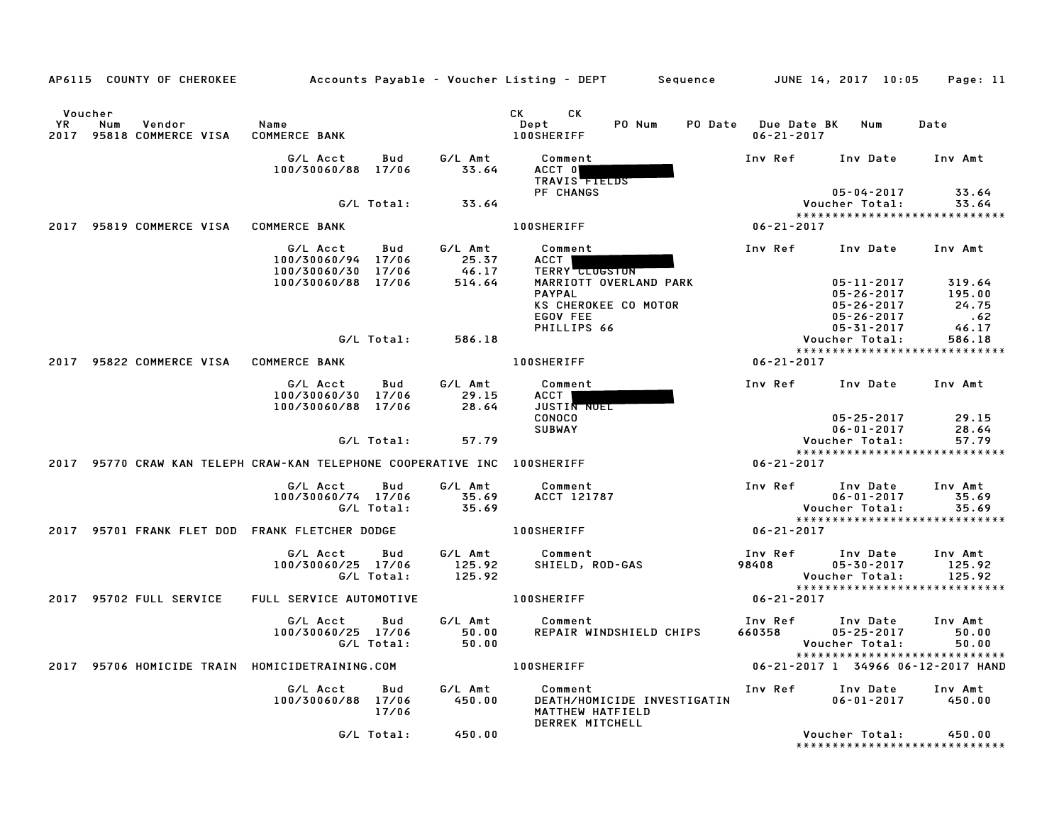AP6115 COUNTY OF CHEROKEE Accounts Payable - Voucher Listing - DEPT Sequence JUNE 14, 2017 10:05

| Voucher YR | Num | Vendor | Name | CK Dept | CK PO Num | PO Date | Due Date | BK | Num | Date |
|---|---|---|---|---|---|---|---|---|---|---|
| 2017 | 95818 | COMMERCE VISA | COMMERCE BANK | 100SHERIFF | | | 06-21-2017 | | | |

| G/L Acct | Bud | G/L Amt | Comment | Inv Ref | Inv Date | Inv Amt |
|---|---|---|---|---|---|---|
| 100/30060/88 | 17/06 | 33.64 | ACCT 0 | | | |
| | | | TRAVIS FIELDS | | | |
| | | | PF CHANGS | | 05-04-2017 | 33.64 |
| | G/L Total: | 33.64 | | | Voucher Total: | 33.64 |

*****************************

| Voucher YR | Num | Vendor | Name | Dept | Due Date |
|---|---|---|---|---|---|
| 2017 | 95819 | COMMERCE VISA | COMMERCE BANK | 100SHERIFF | 06-21-2017 |

| G/L Acct | Bud | G/L Amt | Comment | Inv Ref | Inv Date | Inv Amt |
|---|---|---|---|---|---|---|
| 100/30060/94 | 17/06 | 25.37 | ACCT | | | |
| 100/30060/30 | 17/06 | 46.17 | TERRY CLUGSTON | | | |
| 100/30060/88 | 17/06 | 514.64 | MARRIOTT OVERLAND PARK | | 05-11-2017 | 319.64 |
| | | | PAYPAL | | 05-26-2017 | 195.00 |
| | | | KS CHEROKEE CO MOTOR | | 05-26-2017 | 24.75 |
| | | | EGOV FEE | | 05-26-2017 | .62 |
| | | | PHILLIPS 66 | | 05-31-2017 | 46.17 |
| | G/L Total: | 586.18 | | | Voucher Total: | 586.18 |

*****************************

| Voucher YR | Num | Vendor | Name | Dept | Due Date |
|---|---|---|---|---|---|
| 2017 | 95822 | COMMERCE VISA | COMMERCE BANK | 100SHERIFF | 06-21-2017 |

| G/L Acct | Bud | G/L Amt | Comment | Inv Ref | Inv Date | Inv Amt |
|---|---|---|---|---|---|---|
| 100/30060/30 | 17/06 | 29.15 | ACCT | | | |
| 100/30060/88 | 17/06 | 28.64 | JUSTIN NOEL | | | |
| | | | CONOCO | | 05-25-2017 | 29.15 |
| | | | SUBWAY | | 06-01-2017 | 28.64 |
| | G/L Total: | 57.79 | | | Voucher Total: | 57.79 |

*****************************

| Voucher YR | Num | Vendor | Name | Dept | Due Date |
|---|---|---|---|---|---|
| 2017 | 95770 | CRAW KAN TELEPH | CRAW-KAN TELEPHONE COOPERATIVE INC | 100SHERIFF | 06-21-2017 |

| G/L Acct | Bud | G/L Amt | Comment | Inv Ref | Inv Date | Inv Amt |
|---|---|---|---|---|---|---|
| 100/30060/74 | 17/06 | 35.69 | ACCT 121787 | | 06-01-2017 | 35.69 |
| | G/L Total: | 35.69 | | | Voucher Total: | 35.69 |

*****************************

| Voucher YR | Num | Vendor | Name | Dept | Due Date |
|---|---|---|---|---|---|
| 2017 | 95701 | FRANK FLET DOD | FRANK FLETCHER DODGE | 100SHERIFF | 06-21-2017 |

| G/L Acct | Bud | G/L Amt | Comment | Inv Ref | Inv Date | Inv Amt |
|---|---|---|---|---|---|---|
| 100/30060/25 | 17/06 | 125.92 | SHIELD, ROD-GAS | 98408 | 05-30-2017 | 125.92 |
| | G/L Total: | 125.92 | | | Voucher Total: | 125.92 |

*****************************

| Voucher YR | Num | Vendor | Name | Dept | Due Date |
|---|---|---|---|---|---|
| 2017 | 95702 | FULL SERVICE | FULL SERVICE AUTOMOTIVE | 100SHERIFF | 06-21-2017 |

| G/L Acct | Bud | G/L Amt | Comment | Inv Ref | Inv Date | Inv Amt |
|---|---|---|---|---|---|---|
| 100/30060/25 | 17/06 | 50.00 | REPAIR WINDSHIELD CHIPS | 660358 | 05-25-2017 | 50.00 |
| | G/L Total: | 50.00 | | | Voucher Total: | 50.00 |

*****************************

| Voucher YR | Num | Vendor | Name | Dept | Due Date | BK | CK Num | CK Date |
|---|---|---|---|---|---|---|---|---|
| 2017 | 95706 | HOMICIDE TRAIN | HOMICIDETRAINING.COM | 100SHERIFF | 06-21-2017 | 1 | 34966 | 06-12-2017 HAND |

| G/L Acct | Bud | G/L Amt | Comment | Inv Ref | Inv Date | Inv Amt |
|---|---|---|---|---|---|---|
| 100/30060/88 | 17/06 | 450.00 | DEATH/HOMICIDE INVESTIGATIN | | 06-01-2017 | 450.00 |
| | 17/06 | | MATTHEW HATFIELD | | | |
| | | | DERREK MITCHELL | | | |
| | G/L Total: | 450.00 | | | Voucher Total: | 450.00 |

*****************************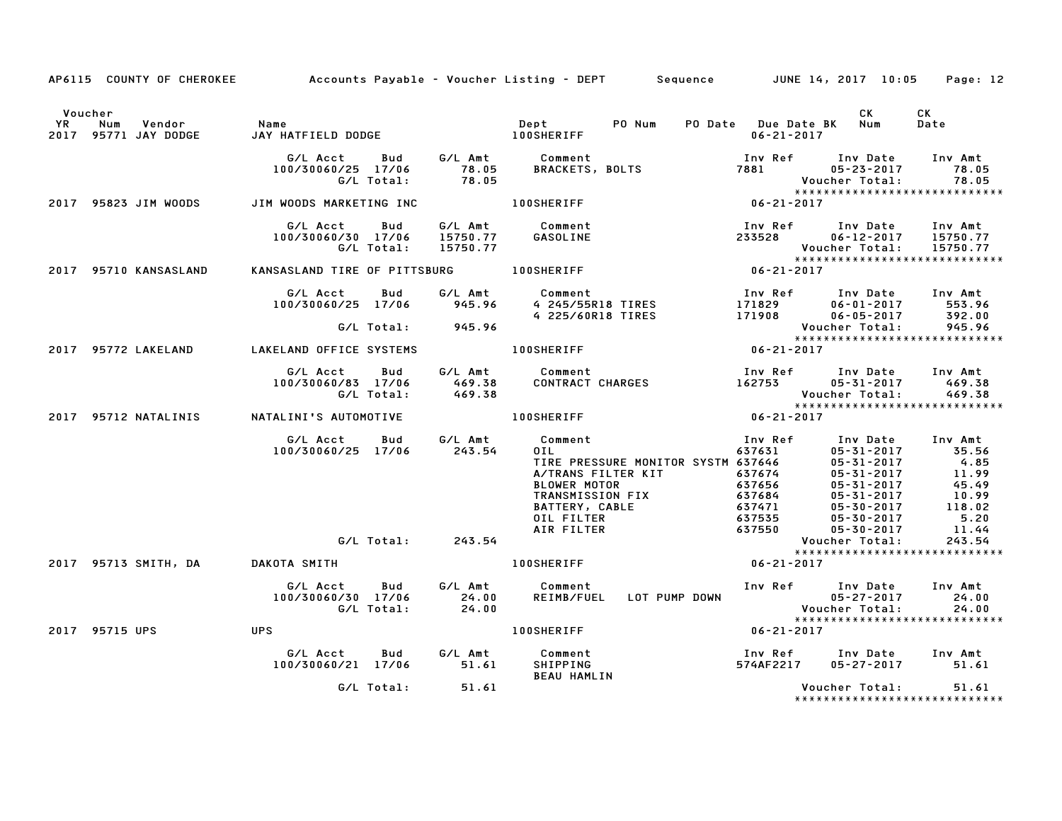AP6115 COUNTY OF CHEROKEE Accounts Payable - Voucher Listing - DEPT Sequence JUNE 14, 2017 10:05

| Voucher YR | Num | Vendor | Name | Dept | PO Num | PO Date | Due Date BK | CK Num | CK Date |
|---|---|---|---|---|---|---|---|---|---|
| 2017 | 95771 | JAY DODGE | JAY HATFIELD DODGE | 100SHERIFF | | | 06-21-2017 | | |

| G/L Acct | Bud | G/L Amt | Comment | Inv Ref | Inv Date | Inv Amt |
|---|---|---|---|---|---|---|
| 100/30060/25 | 17/06 | 78.05 | BRACKETS, BOLTS | 7881 | 05-23-2017 | 78.05 |
| | G/L Total: | 78.05 | | | Voucher Total: | 78.05 |

| Voucher YR | Num | Vendor | Name | Dept | Due Date |
|---|---|---|---|---|---|
| 2017 | 95823 | JIM WOODS | JIM WOODS MARKETING INC | 100SHERIFF | 06-21-2017 |

| G/L Acct | Bud | G/L Amt | Comment | Inv Ref | Inv Date | Inv Amt |
|---|---|---|---|---|---|---|
| 100/30060/30 | 17/06 | 15750.77 | GASOLINE | 233528 | 06-12-2017 | 15750.77 |
| | G/L Total: | 15750.77 | | | Voucher Total: | 15750.77 |

| Voucher YR | Num | Vendor | Name | Dept | Due Date |
|---|---|---|---|---|---|
| 2017 | 95710 | KANSASLAND | KANSASLAND TIRE OF PITTSBURG | 100SHERIFF | 06-21-2017 |

| G/L Acct | Bud | G/L Amt | Comment | Inv Ref | Inv Date | Inv Amt |
|---|---|---|---|---|---|---|
| 100/30060/25 | 17/06 | 945.96 | 4 245/55R18 TIRES | 171829 | 06-01-2017 | 553.96 |
| | | | 4 225/60R18 TIRES | 171908 | 06-05-2017 | 392.00 |
| | G/L Total: | 945.96 | | | Voucher Total: | 945.96 |

| Voucher YR | Num | Vendor | Name | Dept | Due Date |
|---|---|---|---|---|---|
| 2017 | 95772 | LAKELAND | LAKELAND OFFICE SYSTEMS | 100SHERIFF | 06-21-2017 |

| G/L Acct | Bud | G/L Amt | Comment | Inv Ref | Inv Date | Inv Amt |
|---|---|---|---|---|---|---|
| 100/30060/83 | 17/06 | 469.38 | CONTRACT CHARGES | 162753 | 05-31-2017 | 469.38 |
| | G/L Total: | 469.38 | | | Voucher Total: | 469.38 |

| Voucher YR | Num | Vendor | Name | Dept | Due Date |
|---|---|---|---|---|---|
| 2017 | 95712 | NATALINIS | NATALINI'S AUTOMOTIVE | 100SHERIFF | 06-21-2017 |

| G/L Acct | Bud | G/L Amt | Comment | Inv Ref | Inv Date | Inv Amt |
|---|---|---|---|---|---|---|
| 100/30060/25 | 17/06 | 243.54 | OIL | 637631 | 05-31-2017 | 35.56 |
| | | | TIRE PRESSURE MONITOR SYSTM | 637646 | 05-31-2017 | 4.85 |
| | | | A/TRANS FILTER KIT | 637674 | 05-31-2017 | 11.99 |
| | | | BLOWER MOTOR | 637656 | 05-31-2017 | 45.49 |
| | | | TRANSMISSION FIX | 637684 | 05-31-2017 | 10.99 |
| | | | BATTERY, CABLE | 637471 | 05-30-2017 | 118.02 |
| | | | OIL FILTER | 637535 | 05-30-2017 | 5.20 |
| | | | AIR FILTER | 637550 | 05-30-2017 | 11.44 |
| | G/L Total: | 243.54 | | | Voucher Total: | 243.54 |

| Voucher YR | Num | Vendor | Name | Dept | Due Date |
|---|---|---|---|---|---|
| 2017 | 95713 | SMITH, DA | DAKOTA SMITH | 100SHERIFF | 06-21-2017 |

| G/L Acct | Bud | G/L Amt | Comment | Inv Ref | Inv Date | Inv Amt |
|---|---|---|---|---|---|---|
| 100/30060/30 | 17/06 | 24.00 | REIMB/FUEL LOT PUMP DOWN | | 05-27-2017 | 24.00 |
| | G/L Total: | 24.00 | | | Voucher Total: | 24.00 |

| Voucher YR | Num | Vendor | Name | Dept | Due Date |
|---|---|---|---|---|---|
| 2017 | 95715 | UPS | UPS | 100SHERIFF | 06-21-2017 |

| G/L Acct | Bud | G/L Amt | Comment | Inv Ref | Inv Date | Inv Amt |
|---|---|---|---|---|---|---|
| 100/30060/21 | 17/06 | 51.61 | SHIPPING | 574AF2217 | 05-27-2017 | 51.61 |
| | | | BEAU HAMLIN | | | |
| | G/L Total: | 51.61 | | | Voucher Total: | 51.61 |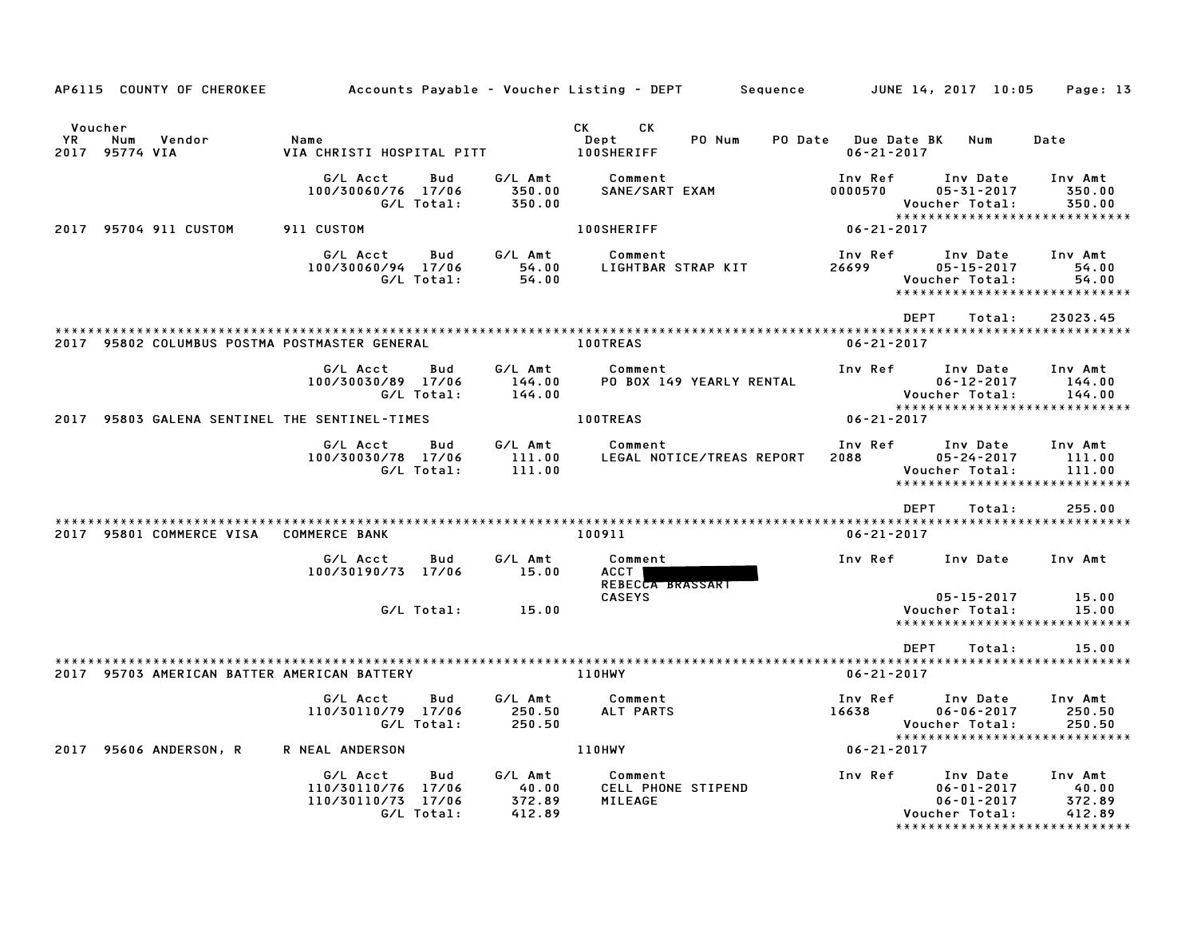AP6115 COUNTY OF CHEROKEE — Accounts Payable - Voucher Listing - DEPT — Sequence — JUNE 14, 2017 10:05

| Voucher YR | Num | Vendor | Name | CK Dept | CK | PO Num | PO Date | Due Date | BK | Num | Date |
|---|---|---|---|---|---|---|---|---|---|---|---|
| 2017 | 95774 | VIA | VIA CHRISTI HOSPITAL PITT | 100SHERIFF | | | | 06-21-2017 | | | |

| G/L Acct | Bud | G/L Amt | Comment | Inv Ref | Inv Date | Inv Amt |
|---|---|---|---|---|---|---|
| 100/30060/76 | 17/06 | 350.00 | SANE/SART EXAM | 0000570 | 05-31-2017 | 350.00 |
| | G/L Total: | 350.00 | | | Voucher Total: | 350.00 |

****************************

2017 95704 911 CUSTOM — 911 CUSTOM — 100SHERIFF — 06-21-2017

| G/L Acct | Bud | G/L Amt | Comment | Inv Ref | Inv Date | Inv Amt |
|---|---|---|---|---|---|---|
| 100/30060/94 | 17/06 | 54.00 | LIGHTBAR STRAP KIT | 26699 | 05-15-2017 | 54.00 |
| | G/L Total: | 54.00 | | | Voucher Total: | 54.00 |

****************************

DEPT Total: 23023.45

****************************

2017 95802 COLUMBUS POSTMA POSTMASTER GENERAL — 100TREAS — 06-21-2017

| G/L Acct | Bud | G/L Amt | Comment | Inv Ref | Inv Date | Inv Amt |
|---|---|---|---|---|---|---|
| 100/30030/89 | 17/06 | 144.00 | PO BOX 149 YEARLY RENTAL | | 06-12-2017 | 144.00 |
| | G/L Total: | 144.00 | | | Voucher Total: | 144.00 |

****************************

2017 95803 GALENA SENTINEL THE SENTINEL-TIMES — 100TREAS — 06-21-2017

| G/L Acct | Bud | G/L Amt | Comment | Inv Ref | Inv Date | Inv Amt |
|---|---|---|---|---|---|---|
| 100/30030/78 | 17/06 | 111.00 | LEGAL NOTICE/TREAS REPORT | 2088 | 05-24-2017 | 111.00 |
| | G/L Total: | 111.00 | | | Voucher Total: | 111.00 |

****************************

DEPT Total: 255.00

****************************

2017 95801 COMMERCE VISA — COMMERCE BANK — 100911 — 06-21-2017

| G/L Acct | Bud | G/L Amt | Comment | Inv Ref | Inv Date | Inv Amt |
|---|---|---|---|---|---|---|
| 100/30190/73 | 17/06 | 15.00 | ACCT [REDACTED] REBECCA BRASSART CASEYS | | 05-15-2017 | 15.00 |
| | G/L Total: | 15.00 | | | Voucher Total: | 15.00 |

****************************

DEPT Total: 15.00

****************************

2017 95703 AMERICAN BATTER AMERICAN BATTERY — 110HWY — 06-21-2017

| G/L Acct | Bud | G/L Amt | Comment | Inv Ref | Inv Date | Inv Amt |
|---|---|---|---|---|---|---|
| 110/30110/79 | 17/06 | 250.50 | ALT PARTS | 16638 | 06-06-2017 | 250.50 |
| | G/L Total: | 250.50 | | | Voucher Total: | 250.50 |

****************************

2017 95606 ANDERSON, R — R NEAL ANDERSON — 110HWY — 06-21-2017

| G/L Acct | Bud | G/L Amt | Comment | Inv Ref | Inv Date | Inv Amt |
|---|---|---|---|---|---|---|
| 110/30110/76 | 17/06 | 40.00 | CELL PHONE STIPEND | | 06-01-2017 | 40.00 |
| 110/30110/73 | 17/06 | 372.89 | MILEAGE | | 06-01-2017 | 372.89 |
| | G/L Total: | 412.89 | | | Voucher Total: | 412.89 |

****************************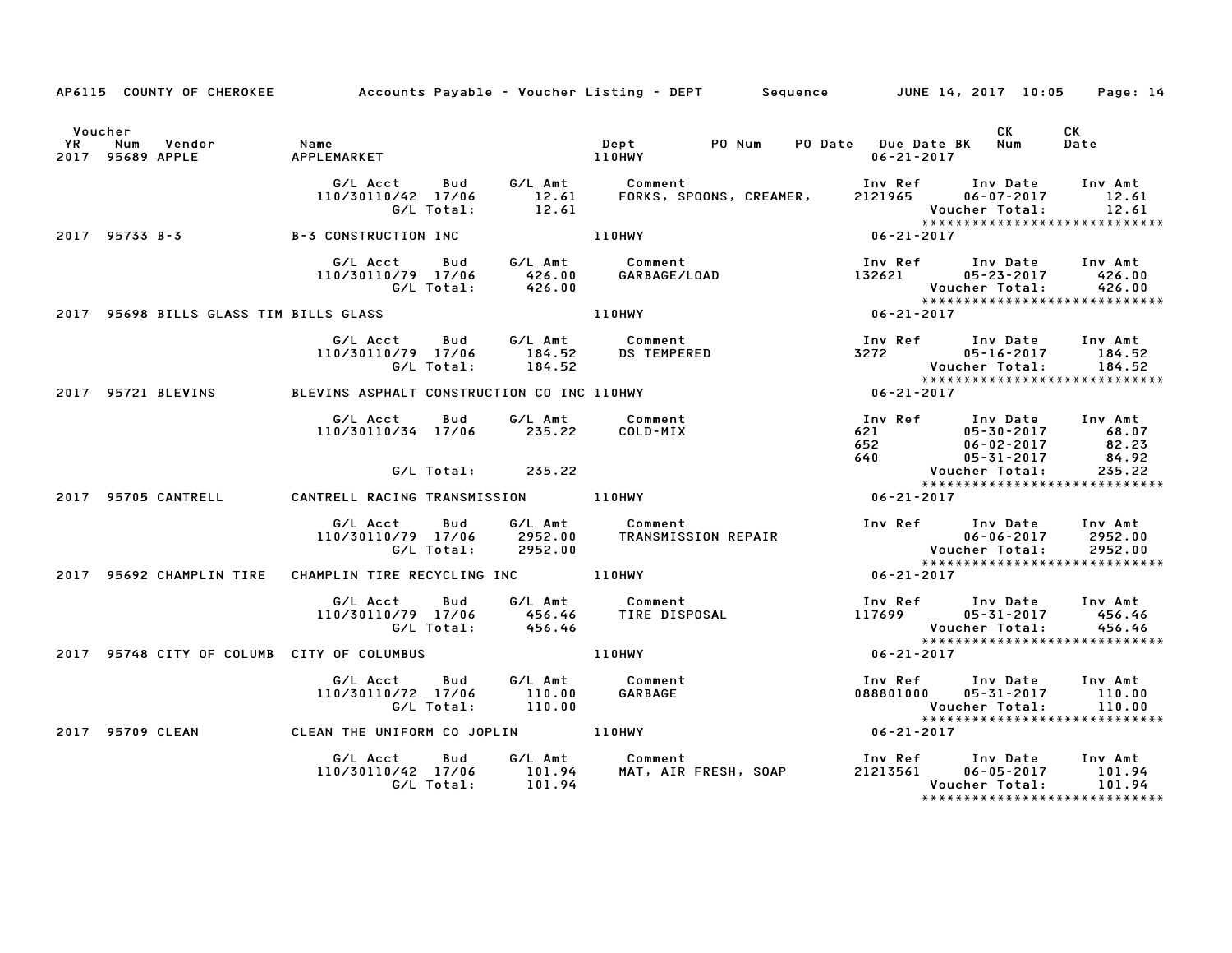AP6115 COUNTY OF CHEROKEE Accounts Payable - Voucher Listing - DEPT Sequence JUNE 14, 2017 10:05

| Voucher YR | Num | Vendor | Name | Dept | PO Num | PO Date | Due Date BK | CK Num | CK Date |
|---|---|---|---|---|---|---|---|---|---|
| 2017 | 95689 | APPLE | APPLEMARKET | 110HWY | | | 06-21-2017 | | |

| G/L Acct | Bud | G/L Amt | Comment | Inv Ref | Inv Date | Inv Amt |
|---|---|---|---|---|---|---|
| 110/30110/42 | 17/06 | 12.61 | FORKS, SPOONS, CREAMER, | 2121965 | 06-07-2017 | 12.61 |
| | G/L Total: | 12.61 | | | Voucher Total: | 12.61 |

******************************

| Voucher YR | Num | Vendor | Name | Dept | Due Date |
|---|---|---|---|---|---|
| 2017 | 95733 | B-3 | B-3 CONSTRUCTION INC | 110HWY | 06-21-2017 |

| G/L Acct | Bud | G/L Amt | Comment | Inv Ref | Inv Date | Inv Amt |
|---|---|---|---|---|---|---|
| 110/30110/79 | 17/06 | 426.00 | GARBAGE/LOAD | 132621 | 05-23-2017 | 426.00 |
| | G/L Total: | 426.00 | | | Voucher Total: | 426.00 |

******************************

| Voucher YR | Num | Vendor | Name | Dept | Due Date |
|---|---|---|---|---|---|
| 2017 | 95698 | BILLS GLASS TIM | BILLS GLASS | 110HWY | 06-21-2017 |

| G/L Acct | Bud | G/L Amt | Comment | Inv Ref | Inv Date | Inv Amt |
|---|---|---|---|---|---|---|
| 110/30110/79 | 17/06 | 184.52 | DS TEMPERED | 3272 | 05-16-2017 | 184.52 |
| | G/L Total: | 184.52 | | | Voucher Total: | 184.52 |

******************************

| Voucher YR | Num | Vendor | Name | Dept | Due Date |
|---|---|---|---|---|---|
| 2017 | 95721 | BLEVINS | BLEVINS ASPHALT CONSTRUCTION CO INC | 110HWY | 06-21-2017 |

| G/L Acct | Bud | G/L Amt | Comment | Inv Ref | Inv Date | Inv Amt |
|---|---|---|---|---|---|---|
| 110/30110/34 | 17/06 | 235.22 | COLD-MIX | 621 | 05-30-2017 | 68.07 |
| | | | | 652 | 06-02-2017 | 82.23 |
| | | | | 640 | 05-31-2017 | 84.92 |
| | G/L Total: | 235.22 | | | Voucher Total: | 235.22 |

******************************

| Voucher YR | Num | Vendor | Name | Dept | Due Date |
|---|---|---|---|---|---|
| 2017 | 95705 | CANTRELL | CANTRELL RACING TRANSMISSION | 110HWY | 06-21-2017 |

| G/L Acct | Bud | G/L Amt | Comment | Inv Ref | Inv Date | Inv Amt |
|---|---|---|---|---|---|---|
| 110/30110/79 | 17/06 | 2952.00 | TRANSMISSION REPAIR | | 06-06-2017 | 2952.00 |
| | G/L Total: | 2952.00 | | | Voucher Total: | 2952.00 |

******************************

| Voucher YR | Num | Vendor | Name | Dept | Due Date |
|---|---|---|---|---|---|
| 2017 | 95692 | CHAMPLIN TIRE | CHAMPLIN TIRE RECYCLING INC | 110HWY | 06-21-2017 |

| G/L Acct | Bud | G/L Amt | Comment | Inv Ref | Inv Date | Inv Amt |
|---|---|---|---|---|---|---|
| 110/30110/79 | 17/06 | 456.46 | TIRE DISPOSAL | 117699 | 05-31-2017 | 456.46 |
| | G/L Total: | 456.46 | | | Voucher Total: | 456.46 |

******************************

| Voucher YR | Num | Vendor | Name | Dept | Due Date |
|---|---|---|---|---|---|
| 2017 | 95748 | CITY OF COLUMB | CITY OF COLUMBUS | 110HWY | 06-21-2017 |

| G/L Acct | Bud | G/L Amt | Comment | Inv Ref | Inv Date | Inv Amt |
|---|---|---|---|---|---|---|
| 110/30110/72 | 17/06 | 110.00 | GARBAGE | 088801000 | 05-31-2017 | 110.00 |
| | G/L Total: | 110.00 | | | Voucher Total: | 110.00 |

******************************

| Voucher YR | Num | Vendor | Name | Dept | Due Date |
|---|---|---|---|---|---|
| 2017 | 95709 | CLEAN | CLEAN THE UNIFORM CO JOPLIN | 110HWY | 06-21-2017 |

| G/L Acct | Bud | G/L Amt | Comment | Inv Ref | Inv Date | Inv Amt |
|---|---|---|---|---|---|---|
| 110/30110/42 | 17/06 | 101.94 | MAT, AIR FRESH, SOAP | 21213561 | 06-05-2017 | 101.94 |
| | G/L Total: | 101.94 | | | Voucher Total: | 101.94 |

******************************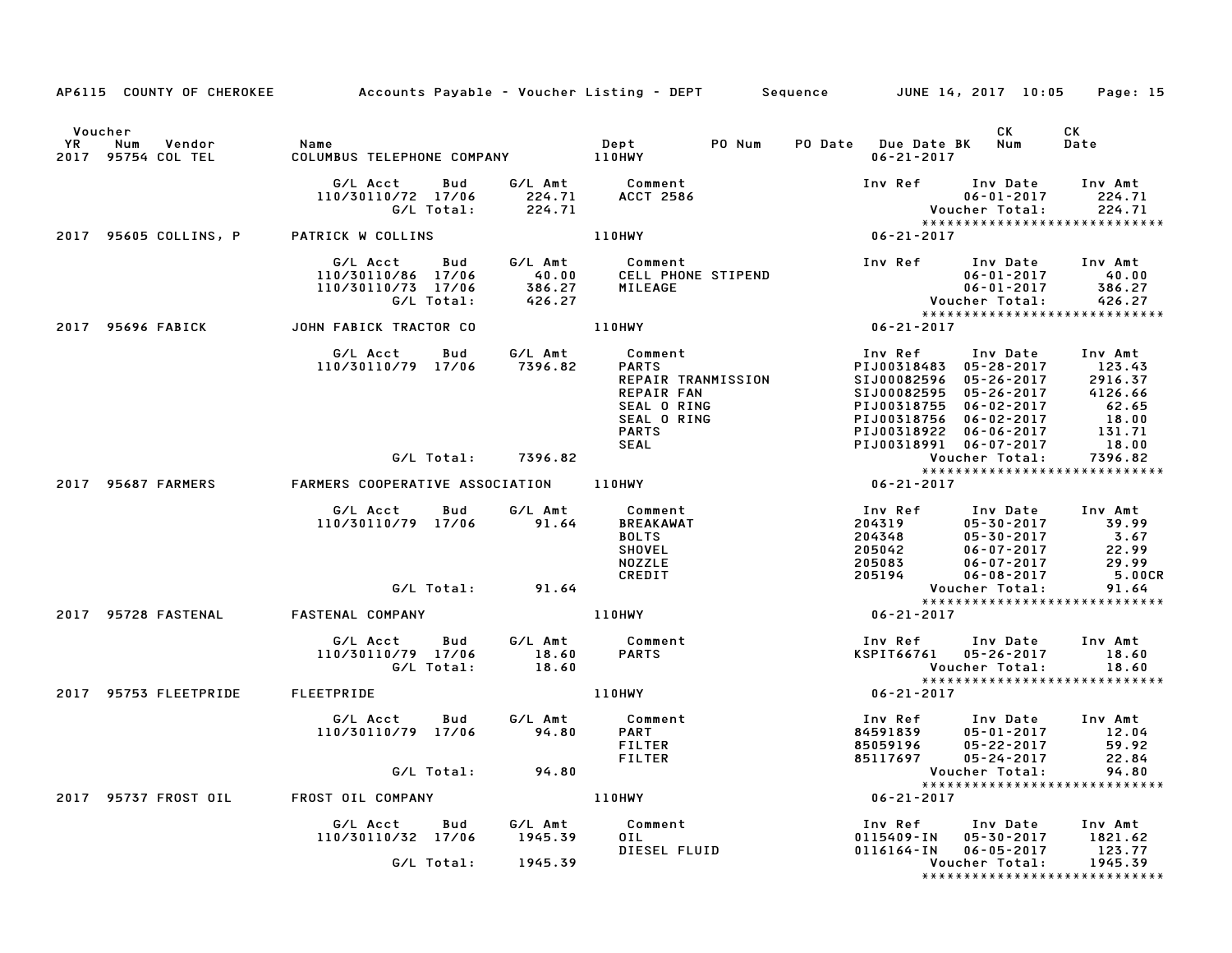AP6115 COUNTY OF CHEROKEE — Accounts Payable - Voucher Listing - DEPT — Sequence — JUNE 14, 2017 10:05

| Voucher YR | Num | Vendor | Name | Dept | PO Num | PO Date | Due Date BK | CK Num | CK Date |
|---|---|---|---|---|---|---|---|---|---|
| 2017 | 95754 | COL TEL | COLUMBUS TELEPHONE COMPANY | 110HWY | | | 06-21-2017 | | |

| G/L Acct | Bud | G/L Amt | Comment | Inv Ref | Inv Date | Inv Amt |
|---|---|---|---|---|---|---|
| 110/30110/72 | 17/06 | 224.71 | ACCT 2586 | | 06-01-2017 | 224.71 |
| | G/L Total: | 224.71 | | | Voucher Total: | 224.71 |

******************************

| Voucher YR | Num | Vendor | Name | Dept | Due Date |
|---|---|---|---|---|---|
| 2017 | 95605 | COLLINS, P | PATRICK W COLLINS | 110HWY | 06-21-2017 |

| G/L Acct | Bud | G/L Amt | Comment | Inv Ref | Inv Date | Inv Amt |
|---|---|---|---|---|---|---|
| 110/30110/86 | 17/06 | 40.00 | CELL PHONE STIPEND | | 06-01-2017 | 40.00 |
| 110/30110/73 | 17/06 | 386.27 | MILEAGE | | 06-01-2017 | 386.27 |
| | G/L Total: | 426.27 | | | Voucher Total: | 426.27 |

******************************

| Voucher YR | Num | Vendor | Name | Dept | Due Date |
|---|---|---|---|---|---|
| 2017 | 95696 | FABICK | JOHN FABICK TRACTOR CO | 110HWY | 06-21-2017 |

| G/L Acct | Bud | G/L Amt | Comment | Inv Ref | Inv Date | Inv Amt |
|---|---|---|---|---|---|---|
| 110/30110/79 | 17/06 | 7396.82 | PARTS | PIJ00318483 | 05-28-2017 | 123.43 |
| | | | REPAIR TRANMISSION | SIJ00082596 | 05-26-2017 | 2916.37 |
| | | | REPAIR FAN | SIJ00082595 | 05-26-2017 | 4126.66 |
| | | | SEAL O RING | PIJ00318755 | 06-02-2017 | 62.65 |
| | | | SEAL O RING | PIJ00318756 | 06-02-2017 | 18.00 |
| | | | PARTS | PIJ00318922 | 06-06-2017 | 131.71 |
| | | | SEAL | PIJ00318991 | 06-07-2017 | 18.00 |
| | G/L Total: | 7396.82 | | | Voucher Total: | 7396.82 |

******************************

| Voucher YR | Num | Vendor | Name | Dept | Due Date |
|---|---|---|---|---|---|
| 2017 | 95687 | FARMERS | FARMERS COOPERATIVE ASSOCIATION | 110HWY | 06-21-2017 |

| G/L Acct | Bud | G/L Amt | Comment | Inv Ref | Inv Date | Inv Amt |
|---|---|---|---|---|---|---|
| 110/30110/79 | 17/06 | 91.64 | BREAKAWAT | 204319 | 05-30-2017 | 39.99 |
| | | | BOLTS | 204348 | 05-30-2017 | 3.67 |
| | | | SHOVEL | 205042 | 06-07-2017 | 22.99 |
| | | | NOZZLE | 205083 | 06-07-2017 | 29.99 |
| | | | CREDIT | 205194 | 06-08-2017 | 5.00CR |
| | G/L Total: | 91.64 | | | Voucher Total: | 91.64 |

******************************

| Voucher YR | Num | Vendor | Name | Dept | Due Date |
|---|---|---|---|---|---|
| 2017 | 95728 | FASTENAL | FASTENAL COMPANY | 110HWY | 06-21-2017 |

| G/L Acct | Bud | G/L Amt | Comment | Inv Ref | Inv Date | Inv Amt |
|---|---|---|---|---|---|---|
| 110/30110/79 | 17/06 | 18.60 | PARTS | KSPIT66761 | 05-26-2017 | 18.60 |
| | G/L Total: | 18.60 | | | Voucher Total: | 18.60 |

******************************

| Voucher YR | Num | Vendor | Name | Dept | Due Date |
|---|---|---|---|---|---|
| 2017 | 95753 | FLEETPRIDE | FLEETPRIDE | 110HWY | 06-21-2017 |

| G/L Acct | Bud | G/L Amt | Comment | Inv Ref | Inv Date | Inv Amt |
|---|---|---|---|---|---|---|
| 110/30110/79 | 17/06 | 94.80 | PART | 84591839 | 05-01-2017 | 12.04 |
| | | | FILTER | 85059196 | 05-22-2017 | 59.92 |
| | | | FILTER | 85117697 | 05-24-2017 | 22.84 |
| | G/L Total: | 94.80 | | | Voucher Total: | 94.80 |

******************************

| Voucher YR | Num | Vendor | Name | Dept | Due Date |
|---|---|---|---|---|---|
| 2017 | 95737 | FROST OIL | FROST OIL COMPANY | 110HWY | 06-21-2017 |

| G/L Acct | Bud | G/L Amt | Comment | Inv Ref | Inv Date | Inv Amt |
|---|---|---|---|---|---|---|
| 110/30110/32 | 17/06 | 1945.39 | OIL | 0115409-IN | 05-30-2017 | 1821.62 |
| | | | DIESEL FLUID | 0116164-IN | 06-05-2017 | 123.77 |
| | G/L Total: | 1945.39 | | | Voucher Total: | 1945.39 |

******************************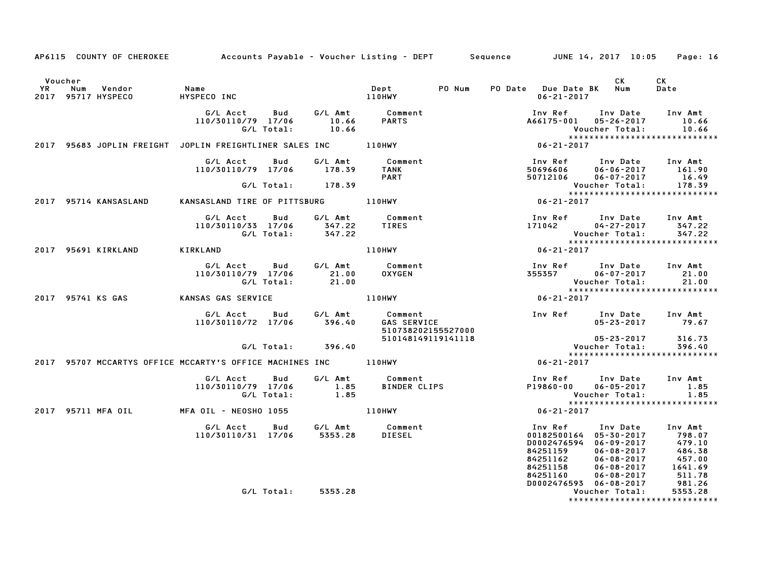AP6115 COUNTY OF CHEROKEE — Accounts Payable - Voucher Listing - DEPT — Sequence — JUNE 14, 2017 10:05

| Voucher YR | Num | Vendor | Name | Dept | PO Num | PO Date | Due Date BK | CK Num | CK Date |
|---|---|---|---|---|---|---|---|---|---|
| 2017 | 95717 | HYSPECO | HYSPECO INC | 110HWY | | | 06-21-2017 | | |

| G/L Acct | Bud | G/L Amt | Comment | Inv Ref | Inv Date | Inv Amt |
|---|---|---|---|---|---|---|
| 110/30110/79 | 17/06 | 10.66 | PARTS | A66175-001 | 05-26-2017 | 10.66 |
| | G/L Total: | 10.66 | | | Voucher Total: | 10.66 |

*****************************

| Voucher YR | Num | Vendor | Name | Dept | PO Num | PO Date | Due Date BK | CK Num | CK Date |
|---|---|---|---|---|---|---|---|---|---|
| 2017 | 95683 | JOPLIN FREIGHT | JOPLIN FREIGHTLINER SALES INC | 110HWY | | | 06-21-2017 | | |

| G/L Acct | Bud | G/L Amt | Comment | Inv Ref | Inv Date | Inv Amt |
|---|---|---|---|---|---|---|
| 110/30110/79 | 17/06 | 178.39 | TANK | 50696606 | 06-06-2017 | 161.90 |
| | | | PART | 50712106 | 06-07-2017 | 16.49 |
| | G/L Total: | 178.39 | | | Voucher Total: | 178.39 |

*****************************

| Voucher YR | Num | Vendor | Name | Dept | PO Num | PO Date | Due Date BK | CK Num | CK Date |
|---|---|---|---|---|---|---|---|---|---|
| 2017 | 95714 | KANSASLAND | KANSASLAND TIRE OF PITTSBURG | 110HWY | | | 06-21-2017 | | |

| G/L Acct | Bud | G/L Amt | Comment | Inv Ref | Inv Date | Inv Amt |
|---|---|---|---|---|---|---|
| 110/30110/33 | 17/06 | 347.22 | TIRES | 171042 | 04-27-2017 | 347.22 |
| | G/L Total: | 347.22 | | | Voucher Total: | 347.22 |

*****************************

| Voucher YR | Num | Vendor | Name | Dept | PO Num | PO Date | Due Date BK | CK Num | CK Date |
|---|---|---|---|---|---|---|---|---|---|
| 2017 | 95691 | KIRKLAND | KIRKLAND | 110HWY | | | 06-21-2017 | | |

| G/L Acct | Bud | G/L Amt | Comment | Inv Ref | Inv Date | Inv Amt |
|---|---|---|---|---|---|---|
| 110/30110/79 | 17/06 | 21.00 | OXYGEN | 355357 | 06-07-2017 | 21.00 |
| | G/L Total: | 21.00 | | | Voucher Total: | 21.00 |

*****************************

| Voucher YR | Num | Vendor | Name | Dept | PO Num | PO Date | Due Date BK | CK Num | CK Date |
|---|---|---|---|---|---|---|---|---|---|
| 2017 | 95741 | KS GAS | KANSAS GAS SERVICE | 110HWY | | | 06-21-2017 | | |

| G/L Acct | Bud | G/L Amt | Comment | Inv Ref | Inv Date | Inv Amt |
|---|---|---|---|---|---|---|
| 110/30110/72 | 17/06 | 396.40 | GAS SERVICE 510738202155527000 | | 05-23-2017 | 79.67 |
| | | | 510148149119141118 | | 05-23-2017 | 316.73 |
| | G/L Total: | 396.40 | | | Voucher Total: | 396.40 |

*****************************

| Voucher YR | Num | Vendor | Name | Dept | PO Num | PO Date | Due Date BK | CK Num | CK Date |
|---|---|---|---|---|---|---|---|---|---|
| 2017 | 95707 | MCCARTYS OFFICE | MCCARTY'S OFFICE MACHINES INC | 110HWY | | | 06-21-2017 | | |

| G/L Acct | Bud | G/L Amt | Comment | Inv Ref | Inv Date | Inv Amt |
|---|---|---|---|---|---|---|
| 110/30110/79 | 17/06 | 1.85 | BINDER CLIPS | P19860-00 | 06-05-2017 | 1.85 |
| | G/L Total: | 1.85 | | | Voucher Total: | 1.85 |

*****************************

| Voucher YR | Num | Vendor | Name | Dept | PO Num | PO Date | Due Date BK | CK Num | CK Date |
|---|---|---|---|---|---|---|---|---|---|
| 2017 | 95711 | MFA OIL | MFA OIL - NEOSHO 1055 | 110HWY | | | 06-21-2017 | | |

| G/L Acct | Bud | G/L Amt | Comment | Inv Ref | Inv Date | Inv Amt |
|---|---|---|---|---|---|---|
| 110/30110/31 | 17/06 | 5353.28 | DIESEL | 00182500164 | 05-30-2017 | 798.07 |
| | | | | D0002476594 | 06-09-2017 | 479.10 |
| | | | | 84251159 | 06-08-2017 | 484.38 |
| | | | | 84251162 | 06-08-2017 | 457.00 |
| | | | | 84251158 | 06-08-2017 | 1641.69 |
| | | | | 84251160 | 06-08-2017 | 511.78 |
| | | | | D0002476593 | 06-08-2017 | 981.26 |
| | G/L Total: | 5353.28 | | | Voucher Total: | 5353.28 |

*****************************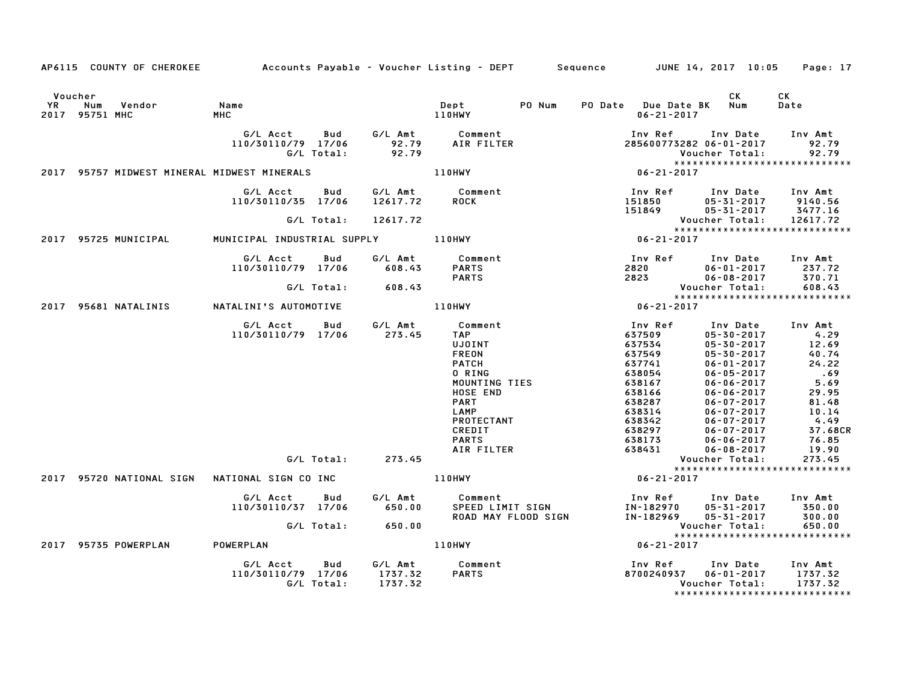AP6115 COUNTY OF CHEROKEE — Accounts Payable - Voucher Listing - DEPT — Sequence — JUNE 14, 2017 10:05

| Voucher YR | Num | Vendor | Name | Dept | PO Num | PO Date | Due Date BK | CK Num | CK Date |
|---|---|---|---|---|---|---|---|---|---|
| 2017 | 95751 | MHC | MHC | 110HWY | | | 06-21-2017 | | |

| G/L Acct | Bud | G/L Amt | Comment | Inv Ref | Inv Date | Inv Amt |
|---|---|---|---|---|---|---|
| 110/30110/79 | 17/06 | 92.79 | AIR FILTER | 285600773282 | 06-01-2017 | 92.79 |
| | G/L Total: | 92.79 | | | Voucher Total: | 92.79 |

******************************

| Voucher YR | Num | Vendor | Name | Dept | Due Date BK |
|---|---|---|---|---|---|
| 2017 | 95757 | MIDWEST MINERAL | MIDWEST MINERALS | 110HWY | 06-21-2017 |

| G/L Acct | Bud | G/L Amt | Comment | Inv Ref | Inv Date | Inv Amt |
|---|---|---|---|---|---|---|
| 110/30110/35 | 17/06 | 12617.72 | ROCK | 151850 | 05-31-2017 | 9140.56 |
| | | | | 151849 | 05-31-2017 | 3477.16 |
| | G/L Total: | 12617.72 | | | Voucher Total: | 12617.72 |

******************************

| Voucher YR | Num | Vendor | Name | Dept | Due Date BK |
|---|---|---|---|---|---|
| 2017 | 95725 | MUNICIPAL | MUNICIPAL INDUSTRIAL SUPPLY | 110HWY | 06-21-2017 |

| G/L Acct | Bud | G/L Amt | Comment | Inv Ref | Inv Date | Inv Amt |
|---|---|---|---|---|---|---|
| 110/30110/79 | 17/06 | 608.43 | PARTS | 2820 | 06-01-2017 | 237.72 |
| | | | PARTS | 2823 | 06-08-2017 | 370.71 |
| | G/L Total: | 608.43 | | | Voucher Total: | 608.43 |

******************************

| Voucher YR | Num | Vendor | Name | Dept | Due Date BK |
|---|---|---|---|---|---|
| 2017 | 95681 | NATALINIS | NATALINI'S AUTOMOTIVE | 110HWY | 06-21-2017 |

| G/L Acct | Bud | G/L Amt | Comment | Inv Ref | Inv Date | Inv Amt |
|---|---|---|---|---|---|---|
| 110/30110/79 | 17/06 | 273.45 | TAP | 637509 | 05-30-2017 | 4.29 |
| | | | UJOINT | 637534 | 05-30-2017 | 12.69 |
| | | | FREON | 637549 | 05-30-2017 | 40.74 |
| | | | PATCH | 637741 | 06-01-2017 | 24.22 |
| | | | O RING | 638054 | 06-05-2017 | .69 |
| | | | MOUNTING TIES | 638167 | 06-06-2017 | 5.69 |
| | | | HOSE END | 638166 | 06-06-2017 | 29.95 |
| | | | PART | 638287 | 06-07-2017 | 81.48 |
| | | | LAMP | 638314 | 06-07-2017 | 10.14 |
| | | | PROTECTANT | 638342 | 06-07-2017 | 4.49 |
| | | | CREDIT | 638297 | 06-07-2017 | 37.68CR |
| | | | PARTS | 638173 | 06-06-2017 | 76.85 |
| | | | AIR FILTER | 638431 | 06-08-2017 | 19.90 |
| | G/L Total: | 273.45 | | | Voucher Total: | 273.45 |

******************************

| Voucher YR | Num | Vendor | Name | Dept | Due Date BK |
|---|---|---|---|---|---|
| 2017 | 95720 | NATIONAL SIGN | NATIONAL SIGN CO INC | 110HWY | 06-21-2017 |

| G/L Acct | Bud | G/L Amt | Comment | Inv Ref | Inv Date | Inv Amt |
|---|---|---|---|---|---|---|
| 110/30110/37 | 17/06 | 650.00 | SPEED LIMIT SIGN | IN-182970 | 05-31-2017 | 350.00 |
| | | | ROAD MAY FLOOD SIGN | IN-182969 | 05-31-2017 | 300.00 |
| | G/L Total: | 650.00 | | | Voucher Total: | 650.00 |

******************************

| Voucher YR | Num | Vendor | Name | Dept | Due Date BK |
|---|---|---|---|---|---|
| 2017 | 95735 | POWERPLAN | POWERPLAN | 110HWY | 06-21-2017 |

| G/L Acct | Bud | G/L Amt | Comment | Inv Ref | Inv Date | Inv Amt |
|---|---|---|---|---|---|---|
| 110/30110/79 | 17/06 | 1737.32 | PARTS | 8700240937 | 06-01-2017 | 1737.32 |
| | G/L Total: | 1737.32 | | | Voucher Total: | 1737.32 |

******************************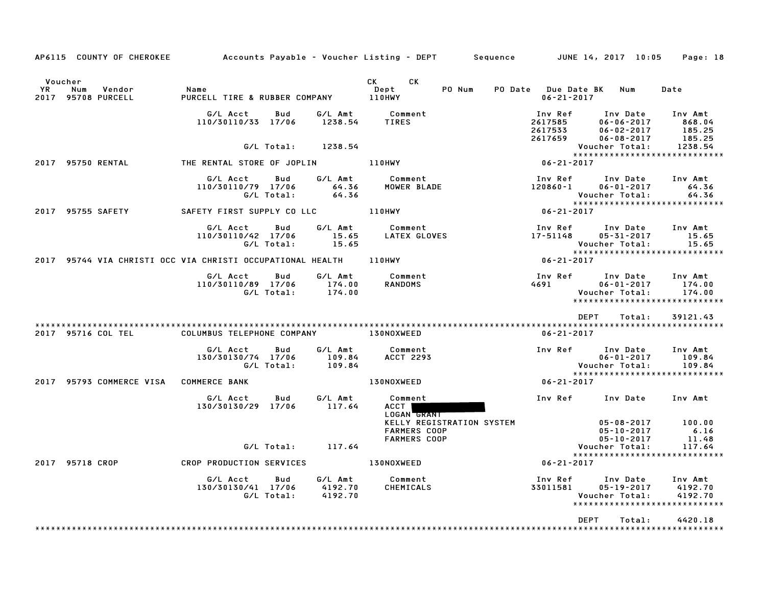AP6115 COUNTY OF CHEROKEE — Accounts Payable - Voucher Listing - DEPT — Sequence — JUNE 14, 2017 10:05

| Voucher YR | Num | Vendor | Name | CK Dept | CK | PO Num | PO Date | Due Date | BK | Num | Date |
|---|---|---|---|---|---|---|---|---|---|---|---|
| 2017 | 95708 | PURCELL | PURCELL TIRE & RUBBER COMPANY | 110HWY | | | | 06-21-2017 | | | |

| G/L Acct | Bud | G/L Amt | Comment | Inv Ref | Inv Date | Inv Amt |
|---|---|---|---|---|---|---|
| 110/30110/33 | 17/06 | 1238.54 | TIRES | 2617585 | 06-06-2017 | 868.04 |
| | | | | 2617533 | 06-02-2017 | 185.25 |
| | | | | 2617659 | 06-08-2017 | 185.25 |
| | G/L Total: | 1238.54 | | | Voucher Total: | 1238.54 |

| Voucher YR | Num | Vendor | Name | CK Dept | Due Date |
|---|---|---|---|---|---|
| 2017 | 95750 | RENTAL | THE RENTAL STORE OF JOPLIN | 110HWY | 06-21-2017 |

| G/L Acct | Bud | G/L Amt | Comment | Inv Ref | Inv Date | Inv Amt |
|---|---|---|---|---|---|---|
| 110/30110/79 | 17/06 | 64.36 | MOWER BLADE | 120860-1 | 06-01-2017 | 64.36 |
| | G/L Total: | 64.36 | | | Voucher Total: | 64.36 |

| Voucher YR | Num | Vendor | Name | CK Dept | Due Date |
|---|---|---|---|---|---|
| 2017 | 95755 | SAFETY | SAFETY FIRST SUPPLY CO LLC | 110HWY | 06-21-2017 |

| G/L Acct | Bud | G/L Amt | Comment | Inv Ref | Inv Date | Inv Amt |
|---|---|---|---|---|---|---|
| 110/30110/42 | 17/06 | 15.65 | LATEX GLOVES | 17-51148 | 05-31-2017 | 15.65 |
| | G/L Total: | 15.65 | | | Voucher Total: | 15.65 |

| Voucher YR | Num | Vendor | Name | CK Dept | Due Date |
|---|---|---|---|---|---|
| 2017 | 95744 | VIA CHRISTI OCC | VIA CHRISTI OCCUPATIONAL HEALTH | 110HWY | 06-21-2017 |

| G/L Acct | Bud | G/L Amt | Comment | Inv Ref | Inv Date | Inv Amt |
|---|---|---|---|---|---|---|
| 110/30110/89 | 17/06 | 174.00 | RANDOMS | 4691 | 06-01-2017 | 174.00 |
| | G/L Total: | 174.00 | | | Voucher Total: | 174.00 |

DEPT Total: 39121.43

| Voucher YR | Num | Vendor | Name | CK Dept | Due Date |
|---|---|---|---|---|---|
| 2017 | 95716 | COL TEL | COLUMBUS TELEPHONE COMPANY | 130NOXWEED | 06-21-2017 |

| G/L Acct | Bud | G/L Amt | Comment | Inv Ref | Inv Date | Inv Amt |
|---|---|---|---|---|---|---|
| 130/30130/74 | 17/06 | 109.84 | ACCT 2293 | | 06-01-2017 | 109.84 |
| | G/L Total: | 109.84 | | | Voucher Total: | 109.84 |

| Voucher YR | Num | Vendor | Name | CK Dept | Due Date |
|---|---|---|---|---|---|
| 2017 | 95793 | COMMERCE VISA | COMMERCE BANK | 130NOXWEED | 06-21-2017 |

| G/L Acct | Bud | G/L Amt | Comment | Inv Ref | Inv Date | Inv Amt |
|---|---|---|---|---|---|---|
| 130/30130/29 | 17/06 | 117.64 | ACCT [REDACTED] | | | |
| | | | LOGAN GRANT | | | |
| | | | KELLY REGISTRATION SYSTEM | | 05-08-2017 | 100.00 |
| | | | FARMERS COOP | | 05-10-2017 | 6.16 |
| | | | FARMERS COOP | | 05-10-2017 | 11.48 |
| | G/L Total: | 117.64 | | | Voucher Total: | 117.64 |

| Voucher YR | Num | Vendor | Name | CK Dept | Due Date |
|---|---|---|---|---|---|
| 2017 | 95718 | CROP | CROP PRODUCTION SERVICES | 130NOXWEED | 06-21-2017 |

| G/L Acct | Bud | G/L Amt | Comment | Inv Ref | Inv Date | Inv Amt |
|---|---|---|---|---|---|---|
| 130/30130/41 | 17/06 | 4192.70 | CHEMICALS | 33011581 | 05-19-2017 | 4192.70 |
| | G/L Total: | 4192.70 | | | Voucher Total: | 4192.70 |

DEPT Total: 4420.18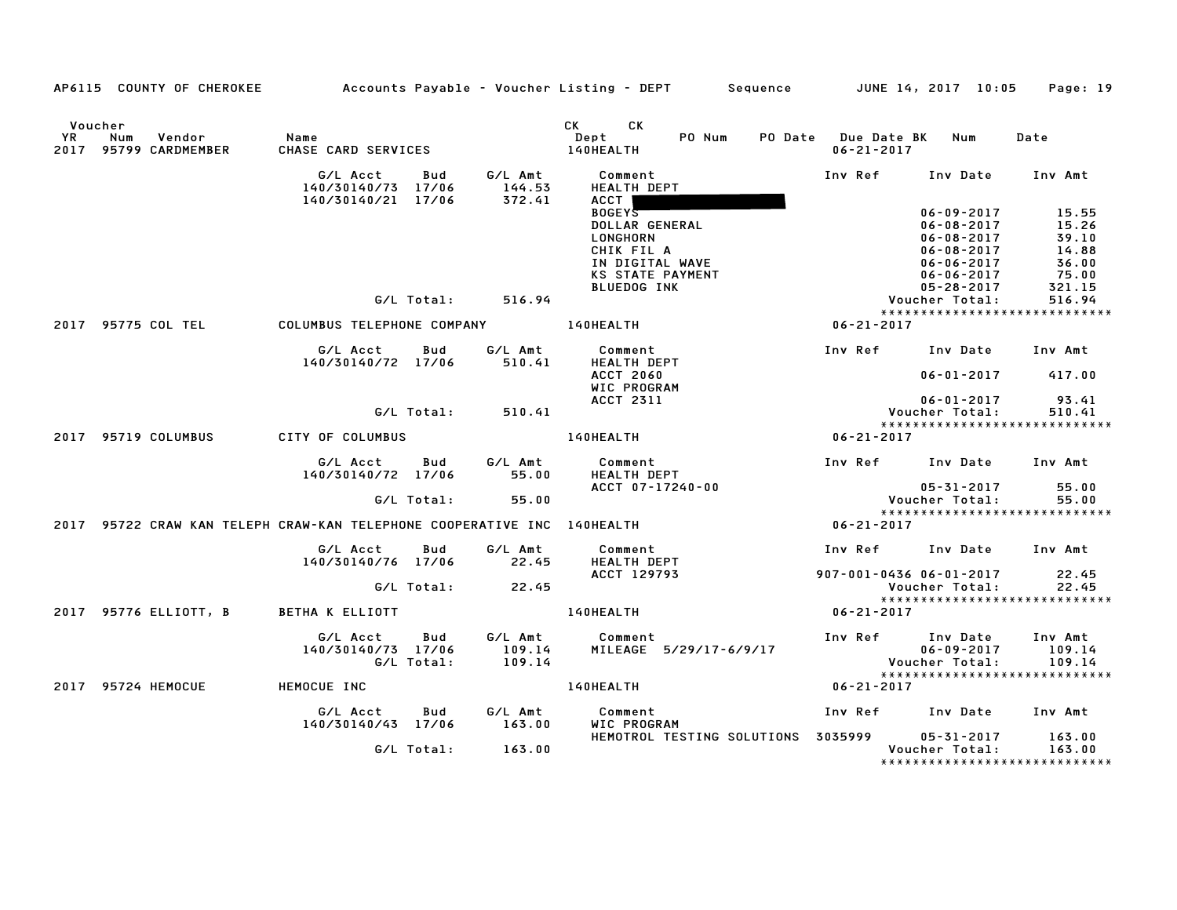AP6115 COUNTY OF CHEROKEE — Accounts Payable - Voucher Listing - DEPT — Sequence — JUNE 14, 2017 10:05

| Voucher YR | Num | Vendor | Name | CK Dept | CK PO Num | PO Date | Due Date BK | Num | Date |
|---|---|---|---|---|---|---|---|---|---|
| 2017 | 95799 | CARDMEMBER | CHASE CARD SERVICES | 140HEALTH | | | 06-21-2017 | | |

| G/L Acct | Bud | G/L Amt | Comment | Inv Ref | Inv Date | Inv Amt |
|---|---|---|---|---|---|---|
| 140/30140/73 | 17/06 | 144.53 | HEALTH DEPT | | | |
| 140/30140/21 | 17/06 | 372.41 | ACCT | | | |
| | | | BOGEYS | | 06-09-2017 | 15.55 |
| | | | DOLLAR GENERAL | | 06-08-2017 | 15.26 |
| | | | LONGHORN | | 06-08-2017 | 39.10 |
| | | | CHIK FIL A | | 06-08-2017 | 14.88 |
| | | | IN DIGITAL WAVE | | 06-06-2017 | 36.00 |
| | | | KS STATE PAYMENT | | 06-06-2017 | 75.00 |
| | | | BLUEDOG INK | | 05-28-2017 | 321.15 |
| | G/L Total: | 516.94 | | | Voucher Total: | 516.94 |

****************************

| Voucher YR | Num | Vendor | Name | CK Dept | Due Date |
|---|---|---|---|---|---|
| 2017 | 95775 | COL TEL | COLUMBUS TELEPHONE COMPANY | 140HEALTH | 06-21-2017 |

| G/L Acct | Bud | G/L Amt | Comment | Inv Ref | Inv Date | Inv Amt |
|---|---|---|---|---|---|---|
| 140/30140/72 | 17/06 | 510.41 | HEALTH DEPT | | | |
| | | | ACCT 2060 | | 06-01-2017 | 417.00 |
| | | | WIC PROGRAM | | | |
| | | | ACCT 2311 | | 06-01-2017 | 93.41 |
| | G/L Total: | 510.41 | | | Voucher Total: | 510.41 |

****************************

| Voucher YR | Num | Vendor | Name | CK Dept | Due Date |
|---|---|---|---|---|---|
| 2017 | 95719 | COLUMBUS | CITY OF COLUMBUS | 140HEALTH | 06-21-2017 |

| G/L Acct | Bud | G/L Amt | Comment | Inv Ref | Inv Date | Inv Amt |
|---|---|---|---|---|---|---|
| 140/30140/72 | 17/06 | 55.00 | HEALTH DEPT | | | |
| | | | ACCT 07-17240-00 | | 05-31-2017 | 55.00 |
| | G/L Total: | 55.00 | | | Voucher Total: | 55.00 |

****************************

| Voucher YR | Num | Vendor | Name | CK Dept | Due Date |
|---|---|---|---|---|---|
| 2017 | 95722 | CRAW KAN TELEPH | CRAW-KAN TELEPHONE COOPERATIVE INC | 140HEALTH | 06-21-2017 |

| G/L Acct | Bud | G/L Amt | Comment | Inv Ref | Inv Date | Inv Amt |
|---|---|---|---|---|---|---|
| 140/30140/76 | 17/06 | 22.45 | HEALTH DEPT | | | |
| | | | ACCT 129793 | 907-001-0436 | 06-01-2017 | 22.45 |
| | G/L Total: | 22.45 | | | Voucher Total: | 22.45 |

****************************

| Voucher YR | Num | Vendor | Name | CK Dept | Due Date |
|---|---|---|---|---|---|
| 2017 | 95776 | ELLIOTT, B | BETHA K ELLIOTT | 140HEALTH | 06-21-2017 |

| G/L Acct | Bud | G/L Amt | Comment | Inv Ref | Inv Date | Inv Amt |
|---|---|---|---|---|---|---|
| 140/30140/73 | 17/06 | 109.14 | MILEAGE 5/29/17-6/9/17 | | 06-09-2017 | 109.14 |
| | G/L Total: | 109.14 | | | Voucher Total: | 109.14 |

****************************

| Voucher YR | Num | Vendor | Name | CK Dept | Due Date |
|---|---|---|---|---|---|
| 2017 | 95724 | HEMOCUE | HEMOCUE INC | 140HEALTH | 06-21-2017 |

| G/L Acct | Bud | G/L Amt | Comment | Inv Ref | Inv Date | Inv Amt |
|---|---|---|---|---|---|---|
| 140/30140/43 | 17/06 | 163.00 | WIC PROGRAM | | | |
| | | | HEMOTROL TESTING SOLUTIONS | 3035999 | 05-31-2017 | 163.00 |
| | G/L Total: | 163.00 | | | Voucher Total: | 163.00 |

****************************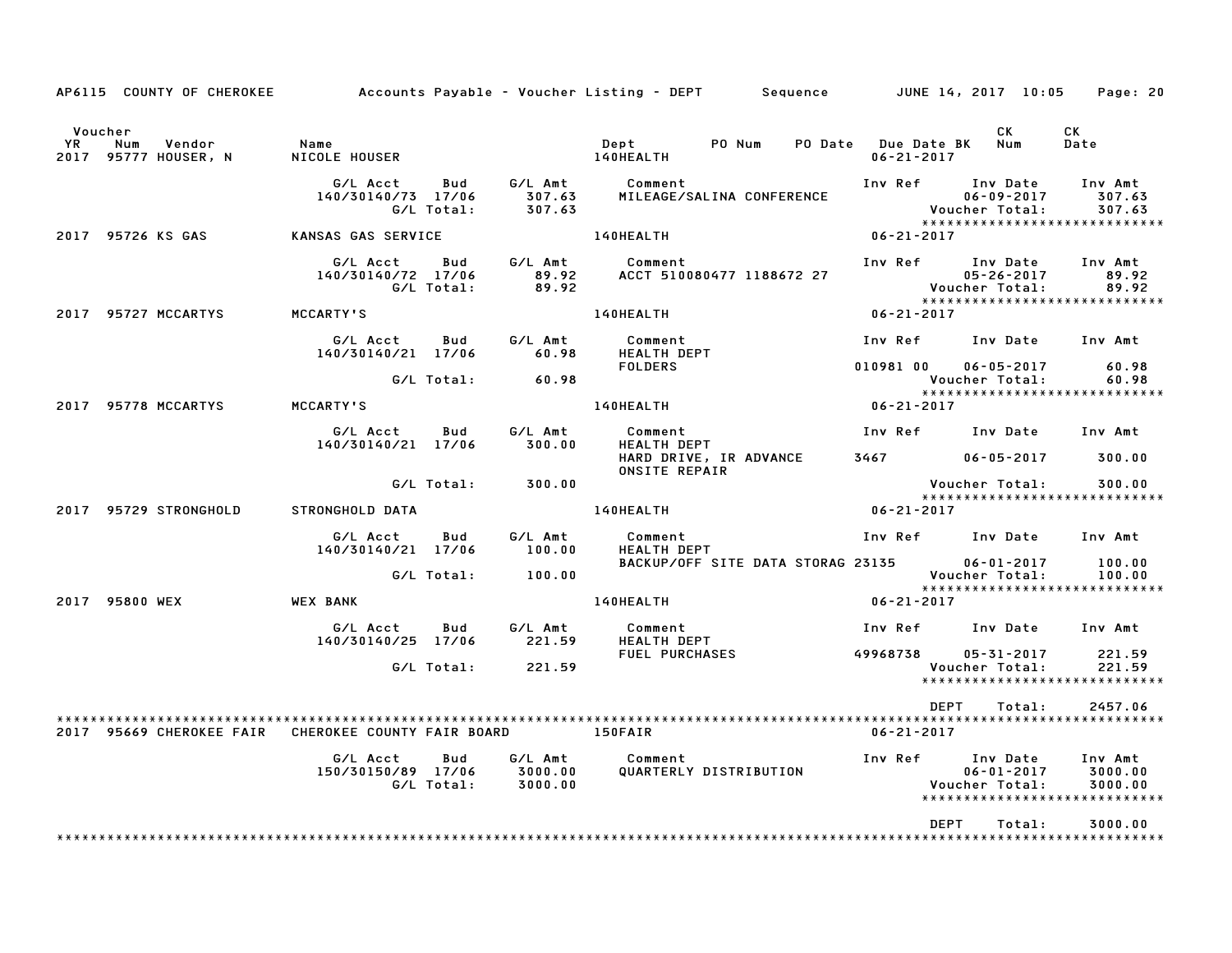AP6115 COUNTY OF CHEROKEE — Accounts Payable - Voucher Listing - DEPT — Sequence — JUNE 14, 2017 10:05

| Voucher YR | Num | Vendor | Name | Dept | PO Num | PO Date | Due Date | BK | CK Num | CK Date |
|---|---|---|---|---|---|---|---|---|---|---|
| 2017 | 95777 | HOUSER, N | NICOLE HOUSER | 140HEALTH | | | 06-21-2017 | | | |

| G/L Acct | Bud | G/L Amt | Comment | Inv Ref | Inv Date | Inv Amt |
|---|---|---|---|---|---|---|
| 140/30140/73 | 17/06 | 307.63 | MILEAGE/SALINA CONFERENCE | | 06-09-2017 | 307.63 |
| | G/L Total: | 307.63 | | | Voucher Total: | 307.63 |

| Voucher YR | Num | Vendor | Name | Dept | Due Date |
|---|---|---|---|---|---|
| 2017 | 95726 | KS GAS | KANSAS GAS SERVICE | 140HEALTH | 06-21-2017 |

| G/L Acct | Bud | G/L Amt | Comment | Inv Ref | Inv Date | Inv Amt |
|---|---|---|---|---|---|---|
| 140/30140/72 | 17/06 | 89.92 | ACCT 510080477 1188672 27 | | 05-26-2017 | 89.92 |
| | G/L Total: | 89.92 | | | Voucher Total: | 89.92 |

| Voucher YR | Num | Vendor | Name | Dept | Due Date |
|---|---|---|---|---|---|
| 2017 | 95727 | MCCARTYS | MCCARTY'S | 140HEALTH | 06-21-2017 |

| G/L Acct | Bud | G/L Amt | Comment | Inv Ref | Inv Date | Inv Amt |
|---|---|---|---|---|---|---|
| 140/30140/21 | 17/06 | 60.98 | HEALTH DEPT | | | |
| | | | FOLDERS | 010981 00 | 06-05-2017 | 60.98 |
| | G/L Total: | 60.98 | | | Voucher Total: | 60.98 |

| Voucher YR | Num | Vendor | Name | Dept | Due Date |
|---|---|---|---|---|---|
| 2017 | 95778 | MCCARTYS | MCCARTY'S | 140HEALTH | 06-21-2017 |

| G/L Acct | Bud | G/L Amt | Comment | Inv Ref | Inv Date | Inv Amt |
|---|---|---|---|---|---|---|
| 140/30140/21 | 17/06 | 300.00 | HEALTH DEPT | | | |
| | | | HARD DRIVE, IR ADVANCE | 3467 | 06-05-2017 | 300.00 |
| | | | ONSITE REPAIR | | | |
| | G/L Total: | 300.00 | | | Voucher Total: | 300.00 |

| Voucher YR | Num | Vendor | Name | Dept | Due Date |
|---|---|---|---|---|---|
| 2017 | 95729 | STRONGHOLD | STRONGHOLD DATA | 140HEALTH | 06-21-2017 |

| G/L Acct | Bud | G/L Amt | Comment | Inv Ref | Inv Date | Inv Amt |
|---|---|---|---|---|---|---|
| 140/30140/21 | 17/06 | 100.00 | HEALTH DEPT | | | |
| | | | BACKUP/OFF SITE DATA STORAG | 23135 | 06-01-2017 | 100.00 |
| | G/L Total: | 100.00 | | | Voucher Total: | 100.00 |

| Voucher YR | Num | Vendor | Name | Dept | Due Date |
|---|---|---|---|---|---|
| 2017 | 95800 | WEX | WEX BANK | 140HEALTH | 06-21-2017 |

| G/L Acct | Bud | G/L Amt | Comment | Inv Ref | Inv Date | Inv Amt |
|---|---|---|---|---|---|---|
| 140/30140/25 | 17/06 | 221.59 | HEALTH DEPT | | | |
| | | | FUEL PURCHASES | 49968738 | 05-31-2017 | 221.59 |
| | G/L Total: | 221.59 | | | Voucher Total: | 221.59 |

DEPT Total: 2457.06

| Voucher YR | Num | Vendor | Name | Dept | Due Date |
|---|---|---|---|---|---|
| 2017 | 95669 | CHEROKEE FAIR | CHEROKEE COUNTY FAIR BOARD | 150FAIR | 06-21-2017 |

| G/L Acct | Bud | G/L Amt | Comment | Inv Ref | Inv Date | Inv Amt |
|---|---|---|---|---|---|---|
| 150/30150/89 | 17/06 | 3000.00 | QUARTERLY DISTRIBUTION | | 06-01-2017 | 3000.00 |
| | G/L Total: | 3000.00 | | | Voucher Total: | 3000.00 |

DEPT Total: 3000.00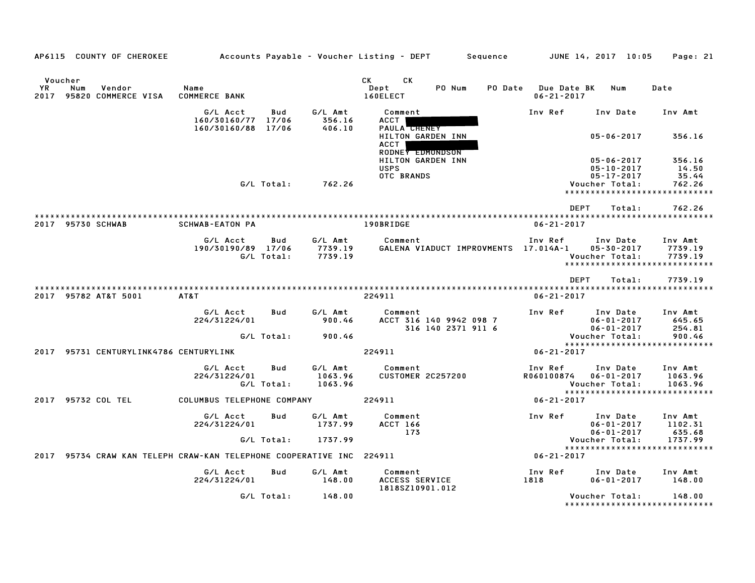AP6115 COUNTY OF CHEROKEE — Accounts Payable - Voucher Listing - DEPT — Sequence — JUNE 14, 2017 10:05

| Voucher YR | Num | Vendor | Name | CK Dept | CK PO Num | PO Date | Due Date BK | Num | Date |
|---|---|---|---|---|---|---|---|---|---|
| 2017 | 95820 | COMMERCE VISA | COMMERCE BANK | 160ELECT | | | 06-21-2017 | | |

| G/L Acct | Bud | G/L Amt | Comment | Inv Ref | Inv Date | Inv Amt |
|---|---|---|---|---|---|---|
| 160/30160/77 | 17/06 | 356.16 | ACCT [REDACTED] | | | |
| 160/30160/88 | 17/06 | 406.10 | PAULA CHENEY | | | |
| | | | HILTON GARDEN INN | | 05-06-2017 | 356.16 |
| | | | ACCT [REDACTED] | | | |
| | | | RODNEY EDMONDSON | | | |
| | | | HILTON GARDEN INN | | 05-06-2017 | 356.16 |
| | | | USPS | | 05-10-2017 | 14.50 |
| | | | OTC BRANDS | | 05-17-2017 | 35.44 |
| G/L Total: | | 762.26 | | | Voucher Total: | 762.26 |

DEPT Total: 762.26

| Voucher YR | Num | Vendor | Name | CK Dept | Due Date |
|---|---|---|---|---|---|
| 2017 | 95730 | SCHWAB | SCHWAB-EATON PA | 190BRIDGE | 06-21-2017 |

| G/L Acct | Bud | G/L Amt | Comment | Inv Ref | Inv Date | Inv Amt |
|---|---|---|---|---|---|---|
| 190/30190/89 | 17/06 | 7739.19 | GALENA VIADUCT IMPROVMENTS | 17.014A-1 | 05-30-2017 | 7739.19 |
| G/L Total: | | 7739.19 | | | Voucher Total: | 7739.19 |

DEPT Total: 7739.19

| Voucher YR | Num | Vendor | Name | CK Dept | Due Date |
|---|---|---|---|---|---|
| 2017 | 95782 | AT&T 5001 | AT&T | 224911 | 06-21-2017 |

| G/L Acct | Bud | G/L Amt | Comment | Inv Ref | Inv Date | Inv Amt |
|---|---|---|---|---|---|---|
| 224/31224/01 | | 900.46 | ACCT 316 140 9942 098 7 | | 06-01-2017 | 645.65 |
| | | | 316 140 2371 911 6 | | 06-01-2017 | 254.81 |
| G/L Total: | | 900.46 | | | Voucher Total: | 900.46 |

| Voucher YR | Num | Vendor | Name | CK Dept | Due Date |
|---|---|---|---|---|---|
| 2017 | 95731 | CENTURYLINK4786 | CENTURYLINK | 224911 | 06-21-2017 |

| G/L Acct | Bud | G/L Amt | Comment | Inv Ref | Inv Date | Inv Amt |
|---|---|---|---|---|---|---|
| 224/31224/01 | | 1063.96 | CUSTOMER 2C257200 | R060100874 | 06-01-2017 | 1063.96 |
| G/L Total: | | 1063.96 | | | Voucher Total: | 1063.96 |

| Voucher YR | Num | Vendor | Name | CK Dept | Due Date |
|---|---|---|---|---|---|
| 2017 | 95732 | COL TEL | COLUMBUS TELEPHONE COMPANY | 224911 | 06-21-2017 |

| G/L Acct | Bud | G/L Amt | Comment | Inv Ref | Inv Date | Inv Amt |
|---|---|---|---|---|---|---|
| 224/31224/01 | | 1737.99 | ACCT 166 | | 06-01-2017 | 1102.31 |
| | | | 173 | | 06-01-2017 | 635.68 |
| G/L Total: | | 1737.99 | | | Voucher Total: | 1737.99 |

| Voucher YR | Num | Vendor | Name | CK Dept | Due Date |
|---|---|---|---|---|---|
| 2017 | 95734 | CRAW KAN TELEPH | CRAW-KAN TELEPHONE COOPERATIVE INC | 224911 | 06-21-2017 |

| G/L Acct | Bud | G/L Amt | Comment | Inv Ref | Inv Date | Inv Amt |
|---|---|---|---|---|---|---|
| 224/31224/01 | | 148.00 | ACCESS SERVICE | 1818 | 06-01-2017 | 148.00 |
| | | | 1818SZ10901.012 | | | |
| G/L Total: | | 148.00 | | | Voucher Total: | 148.00 |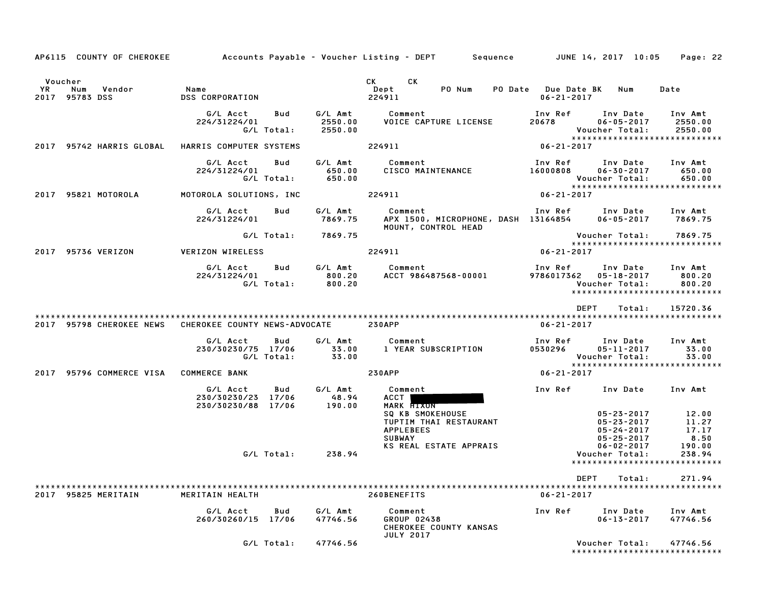AP6115 COUNTY OF CHEROKEE Accounts Payable - Voucher Listing - DEPT Sequence JUNE 14, 2017 10:05

| Voucher YR | Num | Vendor | Name | | | CK Dept | CK | PO Num | PO Date | Due Date BK | Num | Date |
|---|---|---|---|---|---|---|---|---|---|---|---|---|
| 2017 | 95783 | DSS | DSS CORPORATION | | | 224911 | | | | 06-21-2017 | | |

| G/L Acct | Bud | G/L Amt | Comment | Inv Ref | Inv Date | Inv Amt |
|---|---|---|---|---|---|---|
| 224/31224/01 | | 2550.00 | VOICE CAPTURE LICENSE | 20678 | 06-05-2017 | 2550.00 |
| | G/L Total: | 2550.00 | | | Voucher Total: | 2550.00 |

2017 95742 HARRIS GLOBAL HARRIS COMPUTER SYSTEMS 224911 06-21-2017

| G/L Acct | Bud | G/L Amt | Comment | Inv Ref | Inv Date | Inv Amt |
|---|---|---|---|---|---|---|
| 224/31224/01 | | 650.00 | CISCO MAINTENANCE | 16000808 | 06-30-2017 | 650.00 |
| | G/L Total: | 650.00 | | | Voucher Total: | 650.00 |

2017 95821 MOTOROLA MOTOROLA SOLUTIONS, INC 224911 06-21-2017

| G/L Acct | Bud | G/L Amt | Comment | Inv Ref | Inv Date | Inv Amt |
|---|---|---|---|---|---|---|
| 224/31224/01 | | 7869.75 | APX 1500, MICROPHONE, DASH MOUNT, CONTROL HEAD | 13164854 | 06-05-2017 | 7869.75 |
| | G/L Total: | 7869.75 | | | Voucher Total: | 7869.75 |

2017 95736 VERIZON VERIZON WIRELESS 224911 06-21-2017

| G/L Acct | Bud | G/L Amt | Comment | Inv Ref | Inv Date | Inv Amt |
|---|---|---|---|---|---|---|
| 224/31224/01 | | 800.20 | ACCT 986487568-00001 | 9786017362 | 05-18-2017 | 800.20 |
| | G/L Total: | 800.20 | | | Voucher Total: | 800.20 |

DEPT Total: 15720.36

2017 95798 CHEROKEE NEWS CHEROKEE COUNTY NEWS-ADVOCATE 230APP 06-21-2017

| G/L Acct | Bud | G/L Amt | Comment | Inv Ref | Inv Date | Inv Amt |
|---|---|---|---|---|---|---|
| 230/30230/75 | 17/06 | 33.00 | 1 YEAR SUBSCRIPTION | 0530296 | 05-11-2017 | 33.00 |
| | G/L Total: | 33.00 | | | Voucher Total: | 33.00 |

2017 95796 COMMERCE VISA COMMERCE BANK 230APP 06-21-2017

| G/L Acct | Bud | G/L Amt | Comment | Inv Ref | Inv Date | Inv Amt |
|---|---|---|---|---|---|---|
| 230/30230/23 | 17/06 | 48.94 | ACCT [REDACTED] | | | |
| 230/30230/88 | 17/06 | 190.00 | MARK HIXON | | | |
| | | | SQ KB SMOKEHOUSE | | 05-23-2017 | 12.00 |
| | | | TUPTIM THAI RESTAURANT | | 05-23-2017 | 11.27 |
| | | | APPLEBEES | | 05-24-2017 | 17.17 |
| | | | SUBWAY | | 05-25-2017 | 8.50 |
| | | | KS REAL ESTATE APPRAIS | | 06-02-2017 | 190.00 |
| | G/L Total: | 238.94 | | | Voucher Total: | 238.94 |

DEPT Total: 271.94

2017 95825 MERITAIN MERITAIN HEALTH 260BENEFITS 06-21-2017

| G/L Acct | Bud | G/L Amt | Comment | Inv Ref | Inv Date | Inv Amt |
|---|---|---|---|---|---|---|
| 260/30260/15 | 17/06 | 47746.56 | GROUP 02438 CHEROKEE COUNTY KANSAS JULY 2017 | | 06-13-2017 | 47746.56 |
| | G/L Total: | 47746.56 | | | Voucher Total: | 47746.56 |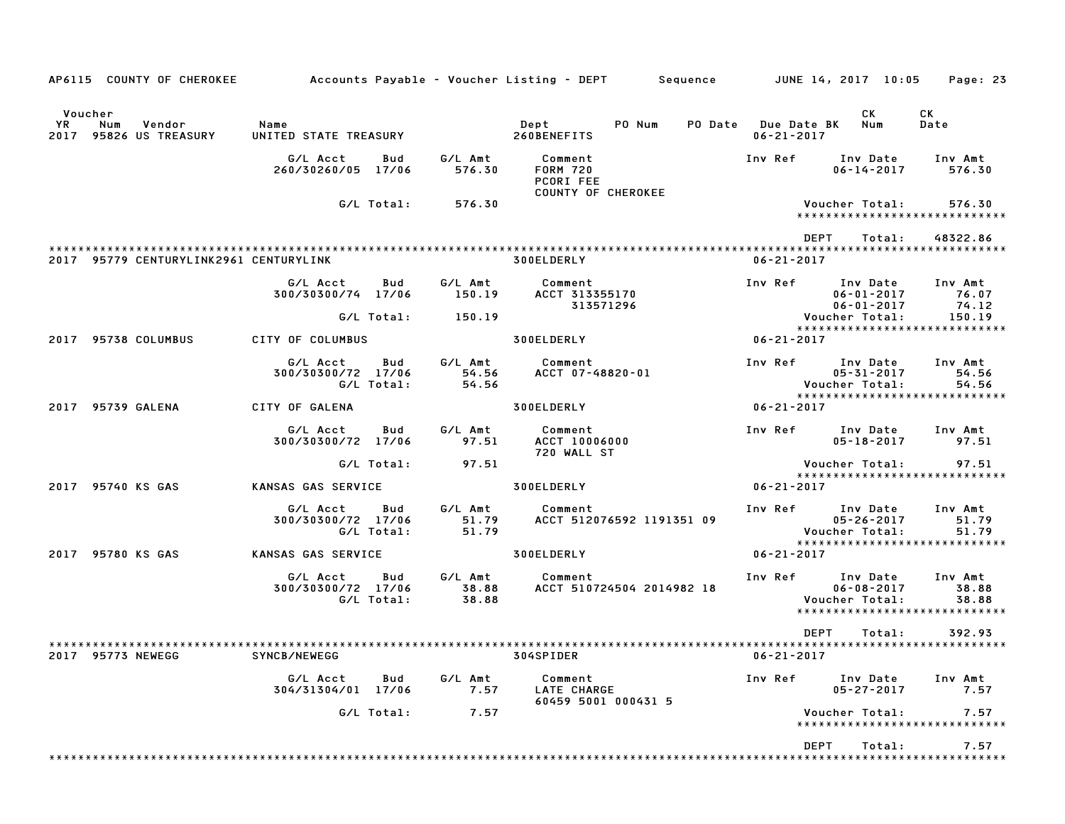AP6115 COUNTY OF CHEROKEE Accounts Payable - Voucher Listing - DEPT Sequence JUNE 14, 2017 10:05

| Voucher YR | Num | Vendor | Name | Dept | PO Num | PO Date | Due Date BK | CK Num | CK Date |
|---|---|---|---|---|---|---|---|---|---|
| 2017 | 95826 | US TREASURY | UNITED STATE TREASURY | 260BENEFITS | | | 06-21-2017 | | |

| G/L Acct | Bud | G/L Amt | Comment | Inv Ref | Inv Date | Inv Amt |
|---|---|---|---|---|---|---|
| 260/30260/05 | 17/06 | 576.30 | FORM 720 PCORI FEE COUNTY OF CHEROKEE | | 06-14-2017 | 576.30 |
| | G/L Total: | 576.30 | | | Voucher Total: | 576.30 |

DEPT Total: 48322.86

| Voucher YR | Num | Vendor | Name | Dept | Due Date |
|---|---|---|---|---|---|
| 2017 | 95779 | CENTURYLINK2961 | CENTURYLINK | 300ELDERLY | 06-21-2017 |

| G/L Acct | Bud | G/L Amt | Comment | Inv Ref | Inv Date | Inv Amt |
|---|---|---|---|---|---|---|
| 300/30300/74 | 17/06 | 150.19 | ACCT 313355170 | | 06-01-2017 | 76.07 |
| | | | 313571296 | | 06-01-2017 | 74.12 |
| | G/L Total: | 150.19 | | | Voucher Total: | 150.19 |

| Voucher YR | Num | Vendor | Name | Dept | Due Date |
|---|---|---|---|---|---|
| 2017 | 95738 | COLUMBUS | CITY OF COLUMBUS | 300ELDERLY | 06-21-2017 |

| G/L Acct | Bud | G/L Amt | Comment | Inv Ref | Inv Date | Inv Amt |
|---|---|---|---|---|---|---|
| 300/30300/72 | 17/06 | 54.56 | ACCT 07-48820-01 | | 05-31-2017 | 54.56 |
| | G/L Total: | 54.56 | | | Voucher Total: | 54.56 |

| Voucher YR | Num | Vendor | Name | Dept | Due Date |
|---|---|---|---|---|---|
| 2017 | 95739 | GALENA | CITY OF GALENA | 300ELDERLY | 06-21-2017 |

| G/L Acct | Bud | G/L Amt | Comment | Inv Ref | Inv Date | Inv Amt |
|---|---|---|---|---|---|---|
| 300/30300/72 | 17/06 | 97.51 | ACCT 10006000 720 WALL ST | | 05-18-2017 | 97.51 |
| | G/L Total: | 97.51 | | | Voucher Total: | 97.51 |

| Voucher YR | Num | Vendor | Name | Dept | Due Date |
|---|---|---|---|---|---|
| 2017 | 95740 | KS GAS | KANSAS GAS SERVICE | 300ELDERLY | 06-21-2017 |

| G/L Acct | Bud | G/L Amt | Comment | Inv Ref | Inv Date | Inv Amt |
|---|---|---|---|---|---|---|
| 300/30300/72 | 17/06 | 51.79 | ACCT 512076592 1191351 09 | | 05-26-2017 | 51.79 |
| | G/L Total: | 51.79 | | | Voucher Total: | 51.79 |

| Voucher YR | Num | Vendor | Name | Dept | Due Date |
|---|---|---|---|---|---|
| 2017 | 95780 | KS GAS | KANSAS GAS SERVICE | 300ELDERLY | 06-21-2017 |

| G/L Acct | Bud | G/L Amt | Comment | Inv Ref | Inv Date | Inv Amt |
|---|---|---|---|---|---|---|
| 300/30300/72 | 17/06 | 38.88 | ACCT 510724504 2014982 18 | | 06-08-2017 | 38.88 |
| | G/L Total: | 38.88 | | | Voucher Total: | 38.88 |

DEPT Total: 392.93

| Voucher YR | Num | Vendor | Name | Dept | Due Date |
|---|---|---|---|---|---|
| 2017 | 95773 | NEWEGG | SYNCB/NEWEGG | 304SPIDER | 06-21-2017 |

| G/L Acct | Bud | G/L Amt | Comment | Inv Ref | Inv Date | Inv Amt |
|---|---|---|---|---|---|---|
| 304/31304/01 | 17/06 | 7.57 | LATE CHARGE 60459 5001 000431 5 | | 05-27-2017 | 7.57 |
| | G/L Total: | 7.57 | | | Voucher Total: | 7.57 |

DEPT Total: 7.57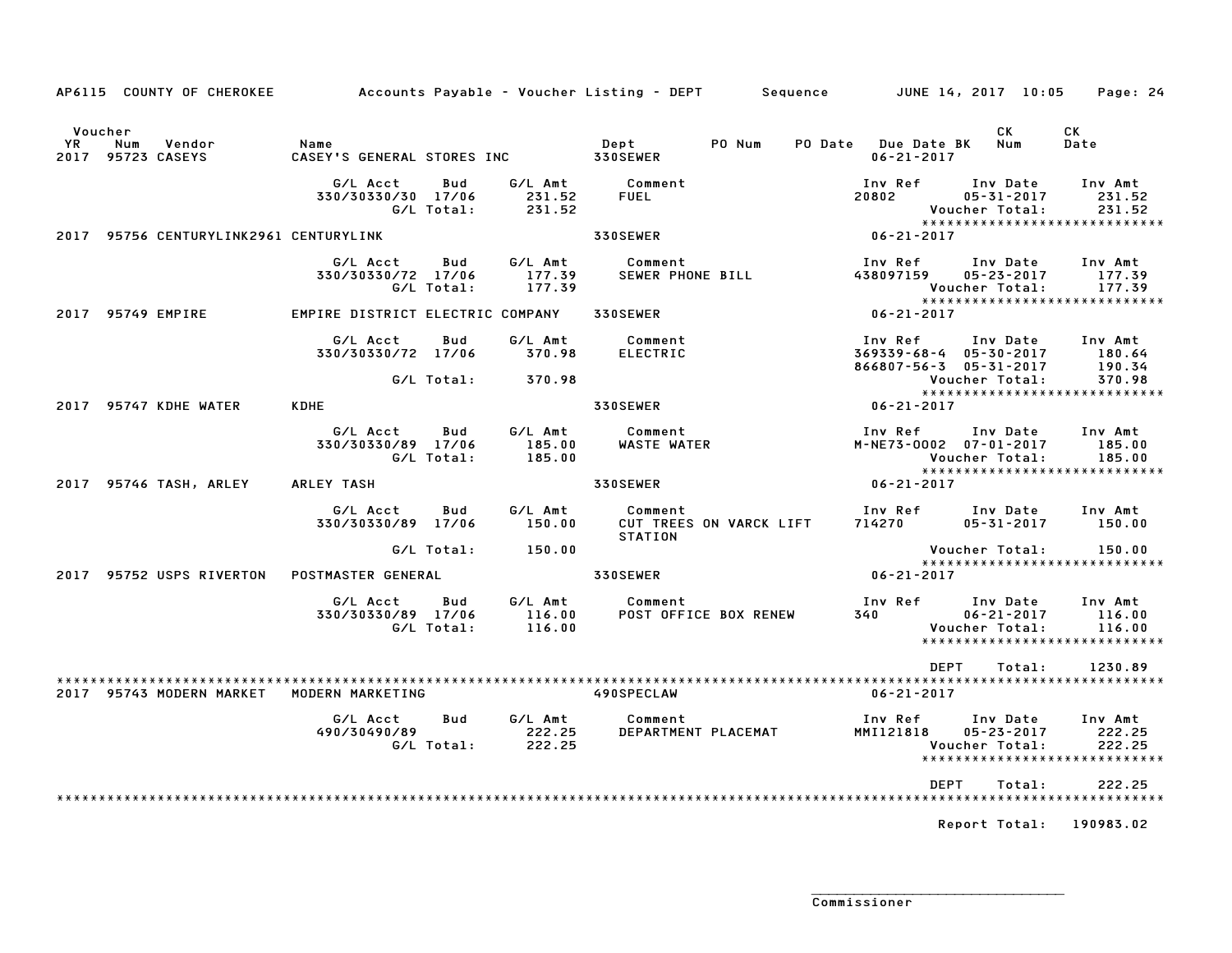AP6115 COUNTY OF CHEROKEE — Accounts Payable - Voucher Listing - DEPT — Sequence — JUNE 14, 2017 10:05

| Voucher YR | Num | Vendor | Name | Dept | PO Num | PO Date | Due Date BK | CK Num | CK Date |
|---|---|---|---|---|---|---|---|---|---|
| 2017 | 95723 | CASEYS | CASEY'S GENERAL STORES INC | 330SEWER | | | 06-21-2017 | | |

| G/L Acct | Bud | G/L Amt | Comment | Inv Ref | Inv Date | Inv Amt |
|---|---|---|---|---|---|---|
| 330/30330/30 | 17/06 | 231.52 | FUEL | 20802 | 05-31-2017 | 231.52 |
| | G/L Total: | 231.52 | | | Voucher Total: | 231.52 |

*****************************

| Voucher YR | Num | Vendor | Name | Dept | Due Date |
|---|---|---|---|---|---|
| 2017 | 95756 | CENTURYLINK2961 | CENTURYLINK | 330SEWER | 06-21-2017 |

| G/L Acct | Bud | G/L Amt | Comment | Inv Ref | Inv Date | Inv Amt |
|---|---|---|---|---|---|---|
| 330/30330/72 | 17/06 | 177.39 | SEWER PHONE BILL | 438097159 | 05-23-2017 | 177.39 |
| | G/L Total: | 177.39 | | | Voucher Total: | 177.39 |

*****************************

| Voucher YR | Num | Vendor | Name | Dept | Due Date |
|---|---|---|---|---|---|
| 2017 | 95749 | EMPIRE | EMPIRE DISTRICT ELECTRIC COMPANY | 330SEWER | 06-21-2017 |

| G/L Acct | Bud | G/L Amt | Comment | Inv Ref | Inv Date | Inv Amt |
|---|---|---|---|---|---|---|
| 330/30330/72 | 17/06 | 370.98 | ELECTRIC | 369339-68-4 | 05-30-2017 | 180.64 |
| | | | | 866807-56-3 | 05-31-2017 | 190.34 |
| | G/L Total: | 370.98 | | | Voucher Total: | 370.98 |

*****************************

| Voucher YR | Num | Vendor | Name | Dept | Due Date |
|---|---|---|---|---|---|
| 2017 | 95747 | KDHE WATER | KDHE | 330SEWER | 06-21-2017 |

| G/L Acct | Bud | G/L Amt | Comment | Inv Ref | Inv Date | Inv Amt |
|---|---|---|---|---|---|---|
| 330/30330/89 | 17/06 | 185.00 | WASTE WATER | M-NE73-0002 | 07-01-2017 | 185.00 |
| | G/L Total: | 185.00 | | | Voucher Total: | 185.00 |

*****************************

| Voucher YR | Num | Vendor | Name | Dept | Due Date |
|---|---|---|---|---|---|
| 2017 | 95746 | TASH, ARLEY | ARLEY TASH | 330SEWER | 06-21-2017 |

| G/L Acct | Bud | G/L Amt | Comment | Inv Ref | Inv Date | Inv Amt |
|---|---|---|---|---|---|---|
| 330/30330/89 | 17/06 | 150.00 | CUT TREES ON VARCK LIFT STATION | 714270 | 05-31-2017 | 150.00 |
| | G/L Total: | 150.00 | | | Voucher Total: | 150.00 |

*****************************

| Voucher YR | Num | Vendor | Name | Dept | Due Date |
|---|---|---|---|---|---|
| 2017 | 95752 | USPS RIVERTON | POSTMASTER GENERAL | 330SEWER | 06-21-2017 |

| G/L Acct | Bud | G/L Amt | Comment | Inv Ref | Inv Date | Inv Amt |
|---|---|---|---|---|---|---|
| 330/30330/89 | 17/06 | 116.00 | POST OFFICE BOX RENEW | 340 | 06-21-2017 | 116.00 |
| | G/L Total: | 116.00 | | | Voucher Total: | 116.00 |

*****************************

DEPT Total: 1230.89

*****************************

| Voucher YR | Num | Vendor | Name | Dept | Due Date |
|---|---|---|---|---|---|
| 2017 | 95743 | MODERN MARKET | MODERN MARKETING | 490SPECLAW | 06-21-2017 |

| G/L Acct | Bud | G/L Amt | Comment | Inv Ref | Inv Date | Inv Amt |
|---|---|---|---|---|---|---|
| 490/30490/89 | | 222.25 | DEPARTMENT PLACEMAT | MMI121818 | 05-23-2017 | 222.25 |
| | G/L Total: | 222.25 | | | Voucher Total: | 222.25 |

*****************************

DEPT Total: 222.25

*****************************

Report Total: 190983.02

_______________________________
Commissioner